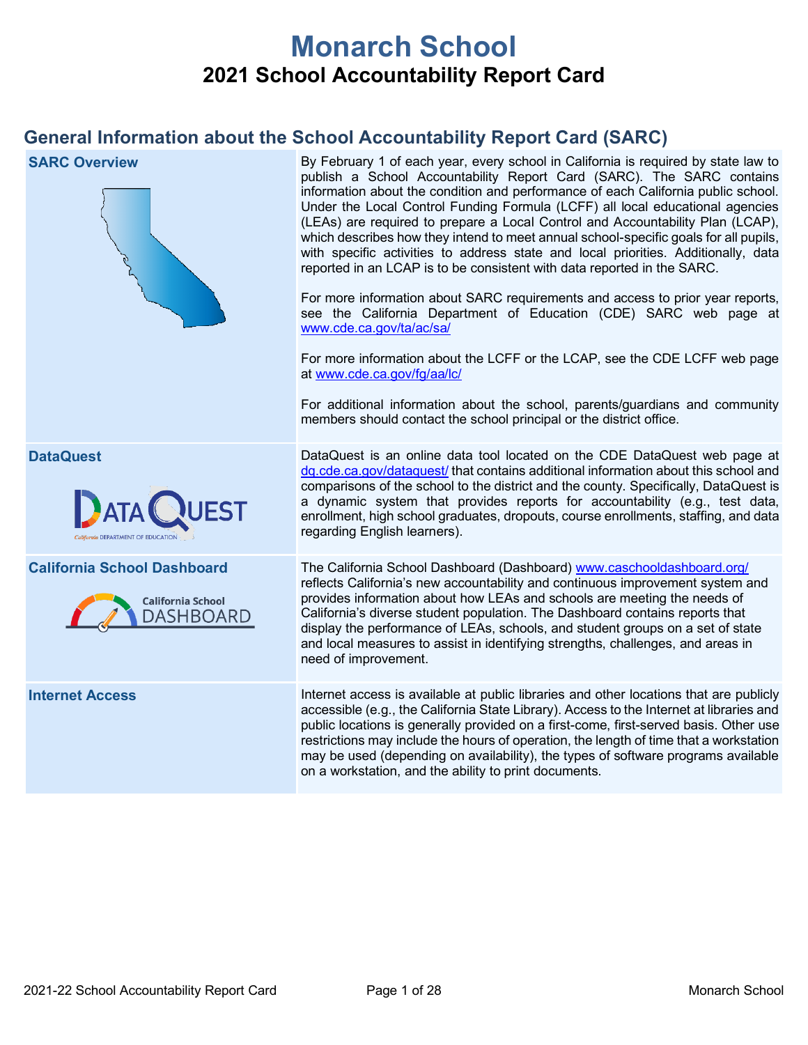# Monarch School

## 2021 School Accountability Report Card

## General Information about the School Accountability Report Card (SARC)

| SARC Overview | By February 1 of each year, every school in California is required by state law to publish a School Accountability Report Card (SARC). The SARC contains information about the condition and performance of each California public school. Under the Local Control Funding Formula (LCFF) all local educational agencies (LEAs) are required to prepare a Local Control and Accountability Plan (LCAP), which describes how they intend to meet annual school-specific goals for all pupils, with specific activities to address state and local priorities. Additionally, data reported in an LCAP is to be consistent with data reported in the SARC.<br><br>For more information about SARC requirements and access to prior year reports, see the California Department of Education (CDE) SARC web page at www.cde.ca.gov/ta/ac/sa/<br><br>For more information about the LCFF or the LCAP, see the CDE LCFF web page at www.cde.ca.gov/fg/aa/lc/<br><br>For additional information about the school, parents/guardians and community members should contact the school principal or the district office. |
|---|---|
| DataQuest | DataQuest is an online data tool located on the CDE DataQuest web page at dq.cde.ca.gov/dataquest/ that contains additional information about this school and comparisons of the school to the district and the county. Specifically, DataQuest is a dynamic system that provides reports for accountability (e.g., test data, enrollment, high school graduates, dropouts, course enrollments, staffing, and data regarding English learners). |
| California School Dashboard | The California School Dashboard (Dashboard) www.caschooldashboard.org/ reflects California's new accountability and continuous improvement system and provides information about how LEAs and schools are meeting the needs of California's diverse student population. The Dashboard contains reports that display the performance of LEAs, schools, and student groups on a set of state and local measures to assist in identifying strengths, challenges, and areas in need of improvement. |
| Internet Access | Internet access is available at public libraries and other locations that are publicly accessible (e.g., the California State Library). Access to the Internet at libraries and public locations is generally provided on a first-come, first-served basis. Other use restrictions may include the hours of operation, the length of time that a workstation may be used (depending on availability), the types of software programs available on a workstation, and the ability to print documents. |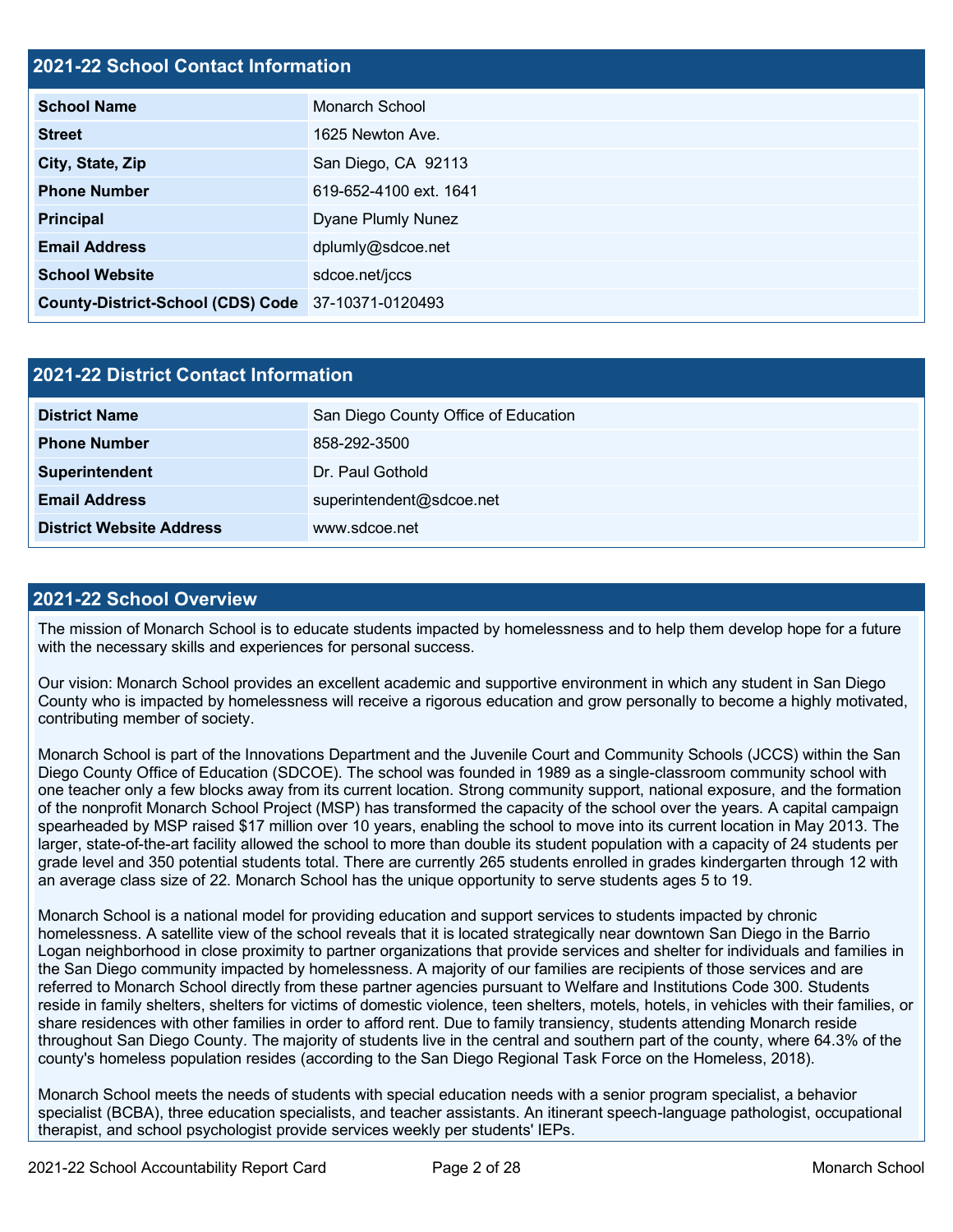## 2021-22 School Contact Information

| 2021-22 School Contact Information | |
|---|---|
| **School Name** | Monarch School |
| **Street** | 1625 Newton Ave. |
| **City, State, Zip** | San Diego, CA 92113 |
| **Phone Number** | 619-652-4100 ext. 1641 |
| **Principal** | Dyane Plumly Nunez |
| **Email Address** | dplumly@sdcoe.net |
| **School Website** | sdcoe.net/jccs |
| **County-District-School (CDS) Code** | 37-10371-0120493 |

## 2021-22 District Contact Information

| 2021-22 District Contact Information | |
|---|---|
| **District Name** | San Diego County Office of Education |
| **Phone Number** | 858-292-3500 |
| **Superintendent** | Dr. Paul Gothold |
| **Email Address** | superintendent@sdcoe.net |
| **District Website Address** | www.sdcoe.net |

## 2021-22 School Overview

The mission of Monarch School is to educate students impacted by homelessness and to help them develop hope for a future with the necessary skills and experiences for personal success.

Our vision: Monarch School provides an excellent academic and supportive environment in which any student in San Diego County who is impacted by homelessness will receive a rigorous education and grow personally to become a highly motivated, contributing member of society.

Monarch School is part of the Innovations Department and the Juvenile Court and Community Schools (JCCS) within the San Diego County Office of Education (SDCOE). The school was founded in 1989 as a single-classroom community school with one teacher only a few blocks away from its current location. Strong community support, national exposure, and the formation of the nonprofit Monarch School Project (MSP) has transformed the capacity of the school over the years. A capital campaign spearheaded by MSP raised $17 million over 10 years, enabling the school to move into its current location in May 2013. The larger, state-of-the-art facility allowed the school to more than double its student population with a capacity of 24 students per grade level and 350 potential students total. There are currently 265 students enrolled in grades kindergarten through 12 with an average class size of 22. Monarch School has the unique opportunity to serve students ages 5 to 19.

Monarch School is a national model for providing education and support services to students impacted by chronic homelessness. A satellite view of the school reveals that it is located strategically near downtown San Diego in the Barrio Logan neighborhood in close proximity to partner organizations that provide services and shelter for individuals and families in the San Diego community impacted by homelessness. A majority of our families are recipients of those services and are referred to Monarch School directly from these partner agencies pursuant to Welfare and Institutions Code 300. Students reside in family shelters, shelters for victims of domestic violence, teen shelters, motels, hotels, in vehicles with their families, or share residences with other families in order to afford rent. Due to family transiency, students attending Monarch reside throughout San Diego County. The majority of students live in the central and southern part of the county, where 64.3% of the county's homeless population resides (according to the San Diego Regional Task Force on the Homeless, 2018).

Monarch School meets the needs of students with special education needs with a senior program specialist, a behavior specialist (BCBA), three education specialists, and teacher assistants. An itinerant speech-language pathologist, occupational therapist, and school psychologist provide services weekly per students' IEPs.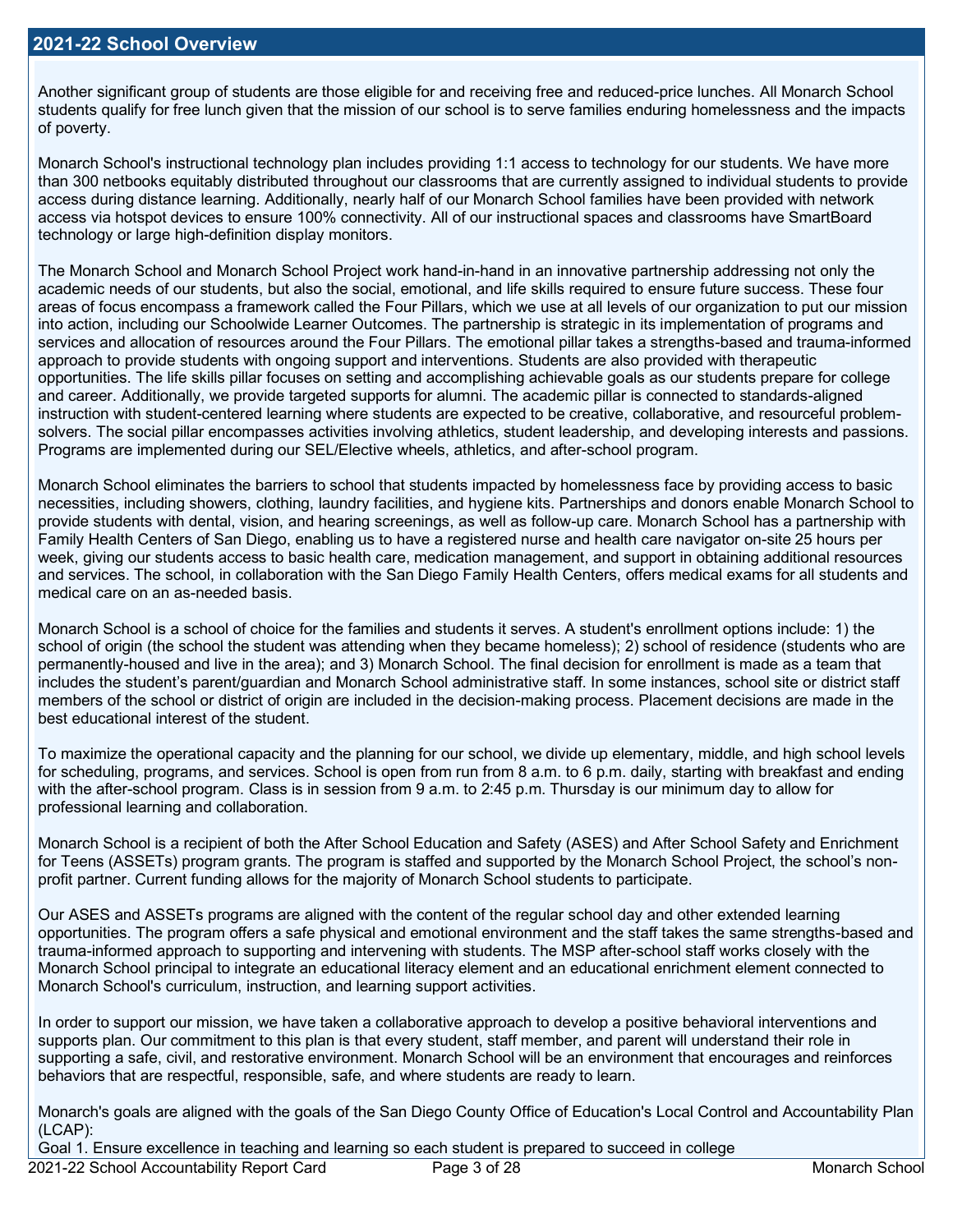## 2021-22 School Overview

Another significant group of students are those eligible for and receiving free and reduced-price lunches. All Monarch School students qualify for free lunch given that the mission of our school is to serve families enduring homelessness and the impacts of poverty.

Monarch School's instructional technology plan includes providing 1:1 access to technology for our students. We have more than 300 netbooks equitably distributed throughout our classrooms that are currently assigned to individual students to provide access during distance learning. Additionally, nearly half of our Monarch School families have been provided with network access via hotspot devices to ensure 100% connectivity. All of our instructional spaces and classrooms have SmartBoard technology or large high-definition display monitors.

The Monarch School and Monarch School Project work hand-in-hand in an innovative partnership addressing not only the academic needs of our students, but also the social, emotional, and life skills required to ensure future success. These four areas of focus encompass a framework called the Four Pillars, which we use at all levels of our organization to put our mission into action, including our Schoolwide Learner Outcomes. The partnership is strategic in its implementation of programs and services and allocation of resources around the Four Pillars. The emotional pillar takes a strengths-based and trauma-informed approach to provide students with ongoing support and interventions. Students are also provided with therapeutic opportunities. The life skills pillar focuses on setting and accomplishing achievable goals as our students prepare for college and career. Additionally, we provide targeted supports for alumni. The academic pillar is connected to standards-aligned instruction with student-centered learning where students are expected to be creative, collaborative, and resourceful problem-solvers. The social pillar encompasses activities involving athletics, student leadership, and developing interests and passions. Programs are implemented during our SEL/Elective wheels, athletics, and after-school program.

Monarch School eliminates the barriers to school that students impacted by homelessness face by providing access to basic necessities, including showers, clothing, laundry facilities, and hygiene kits. Partnerships and donors enable Monarch School to provide students with dental, vision, and hearing screenings, as well as follow-up care. Monarch School has a partnership with Family Health Centers of San Diego, enabling us to have a registered nurse and health care navigator on-site 25 hours per week, giving our students access to basic health care, medication management, and support in obtaining additional resources and services. The school, in collaboration with the San Diego Family Health Centers, offers medical exams for all students and medical care on an as-needed basis.

Monarch School is a school of choice for the families and students it serves. A student's enrollment options include: 1) the school of origin (the school the student was attending when they became homeless); 2) school of residence (students who are permanently-housed and live in the area); and 3) Monarch School. The final decision for enrollment is made as a team that includes the student's parent/guardian and Monarch School administrative staff. In some instances, school site or district staff members of the school or district of origin are included in the decision-making process. Placement decisions are made in the best educational interest of the student.

To maximize the operational capacity and the planning for our school, we divide up elementary, middle, and high school levels for scheduling, programs, and services. School is open from run from 8 a.m. to 6 p.m. daily, starting with breakfast and ending with the after-school program. Class is in session from 9 a.m. to 2:45 p.m. Thursday is our minimum day to allow for professional learning and collaboration.

Monarch School is a recipient of both the After School Education and Safety (ASES) and After School Safety and Enrichment for Teens (ASSETs) program grants. The program is staffed and supported by the Monarch School Project, the school's non-profit partner. Current funding allows for the majority of Monarch School students to participate.

Our ASES and ASSETs programs are aligned with the content of the regular school day and other extended learning opportunities. The program offers a safe physical and emotional environment and the staff takes the same strengths-based and trauma-informed approach to supporting and intervening with students. The MSP after-school staff works closely with the Monarch School principal to integrate an educational literacy element and an educational enrichment element connected to Monarch School's curriculum, instruction, and learning support activities.

In order to support our mission, we have taken a collaborative approach to develop a positive behavioral interventions and supports plan. Our commitment to this plan is that every student, staff member, and parent will understand their role in supporting a safe, civil, and restorative environment. Monarch School will be an environment that encourages and reinforces behaviors that are respectful, responsible, safe, and where students are ready to learn.

Monarch's goals are aligned with the goals of the San Diego County Office of Education's Local Control and Accountability Plan (LCAP):
Goal 1. Ensure excellence in teaching and learning so each student is prepared to succeed in college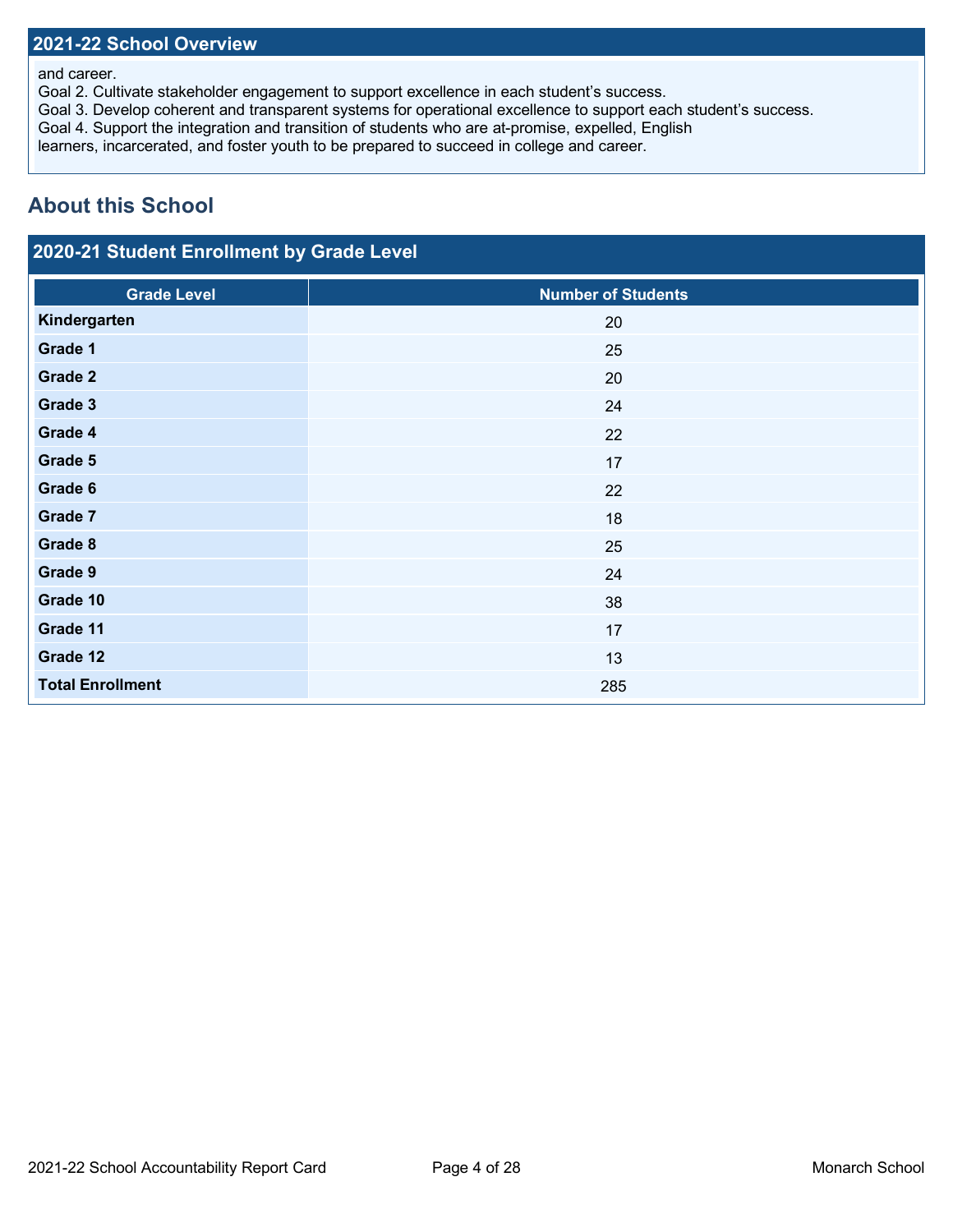## 2021-22 School Overview

and career.
Goal 2. Cultivate stakeholder engagement to support excellence in each student's success.
Goal 3. Develop coherent and transparent systems for operational excellence to support each student's success.
Goal 4. Support the integration and transition of students who are at-promise, expelled, English
learners, incarcerated, and foster youth to be prepared to succeed in college and career.

# About this School

## 2020-21 Student Enrollment by Grade Level

| Grade Level | Number of Students |
|---|---|
| **Kindergarten** | 20 |
| **Grade 1** | 25 |
| **Grade 2** | 20 |
| **Grade 3** | 24 |
| **Grade 4** | 22 |
| **Grade 5** | 17 |
| **Grade 6** | 22 |
| **Grade 7** | 18 |
| **Grade 8** | 25 |
| **Grade 9** | 24 |
| **Grade 10** | 38 |
| **Grade 11** | 17 |
| **Grade 12** | 13 |
| **Total Enrollment** | 285 |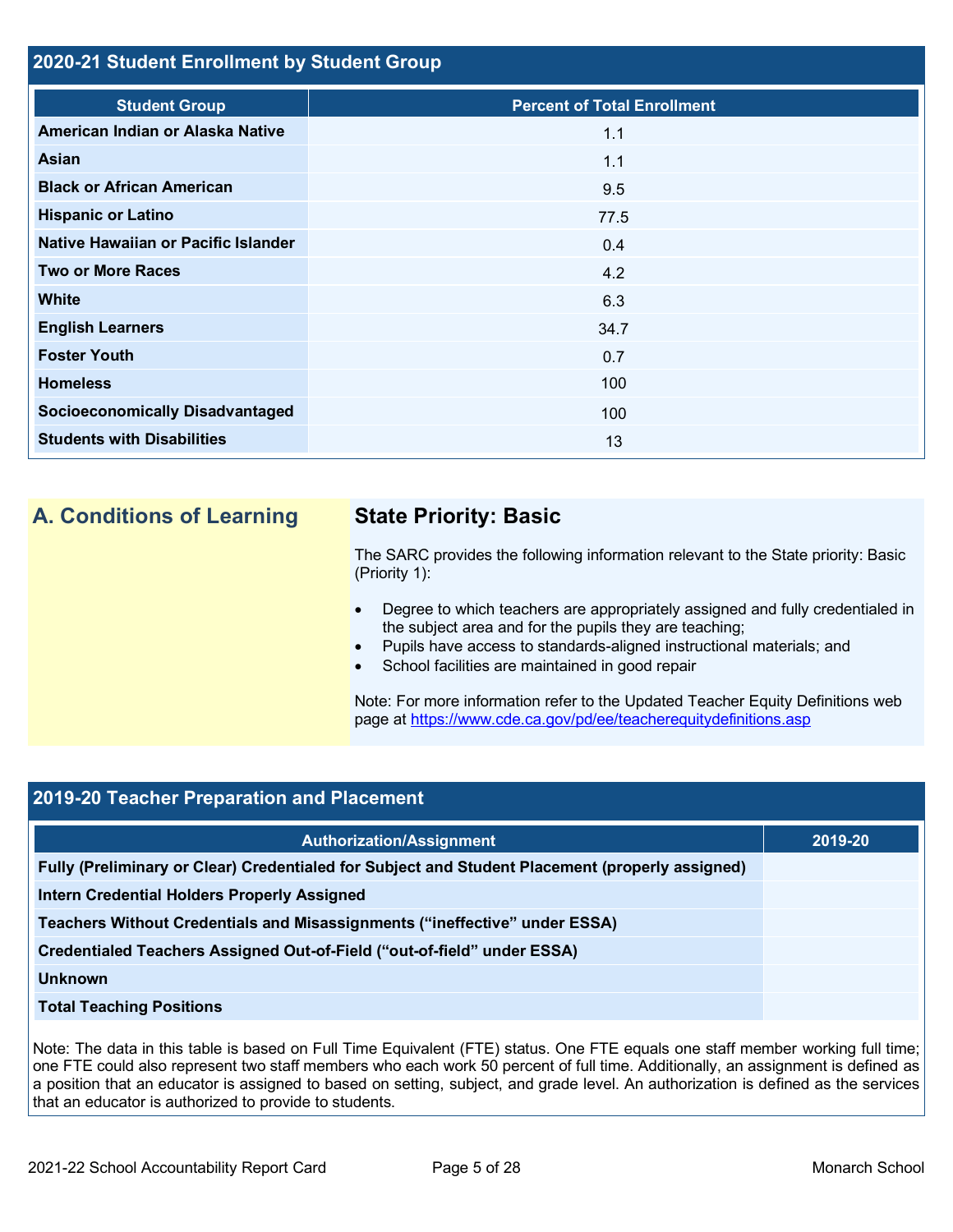## 2020-21 Student Enrollment by Student Group

| Student Group | Percent of Total Enrollment |
|---|---|
| American Indian or Alaska Native | 1.1 |
| Asian | 1.1 |
| Black or African American | 9.5 |
| Hispanic or Latino | 77.5 |
| Native Hawaiian or Pacific Islander | 0.4 |
| Two or More Races | 4.2 |
| White | 6.3 |
| English Learners | 34.7 |
| Foster Youth | 0.7 |
| Homeless | 100 |
| Socioeconomically Disadvantaged | 100 |
| Students with Disabilities | 13 |

## A. Conditions of Learning

### State Priority: Basic

The SARC provides the following information relevant to the State priority: Basic (Priority 1):

- Degree to which teachers are appropriately assigned and fully credentialed in the subject area and for the pupils they are teaching;
- Pupils have access to standards-aligned instructional materials; and
- School facilities are maintained in good repair

Note: For more information refer to the Updated Teacher Equity Definitions web page at https://www.cde.ca.gov/pd/ee/teacherequitydefinitions.asp

## 2019-20 Teacher Preparation and Placement

| Authorization/Assignment | 2019-20 |
|---|---|
| Fully (Preliminary or Clear) Credentialed for Subject and Student Placement (properly assigned) | |
| Intern Credential Holders Properly Assigned | |
| Teachers Without Credentials and Misassignments ("ineffective" under ESSA) | |
| Credentialed Teachers Assigned Out-of-Field ("out-of-field" under ESSA) | |
| Unknown | |
| Total Teaching Positions | |

Note: The data in this table is based on Full Time Equivalent (FTE) status. One FTE equals one staff member working full time; one FTE could also represent two staff members who each work 50 percent of full time. Additionally, an assignment is defined as a position that an educator is assigned to based on setting, subject, and grade level. An authorization is defined as the services that an educator is authorized to provide to students.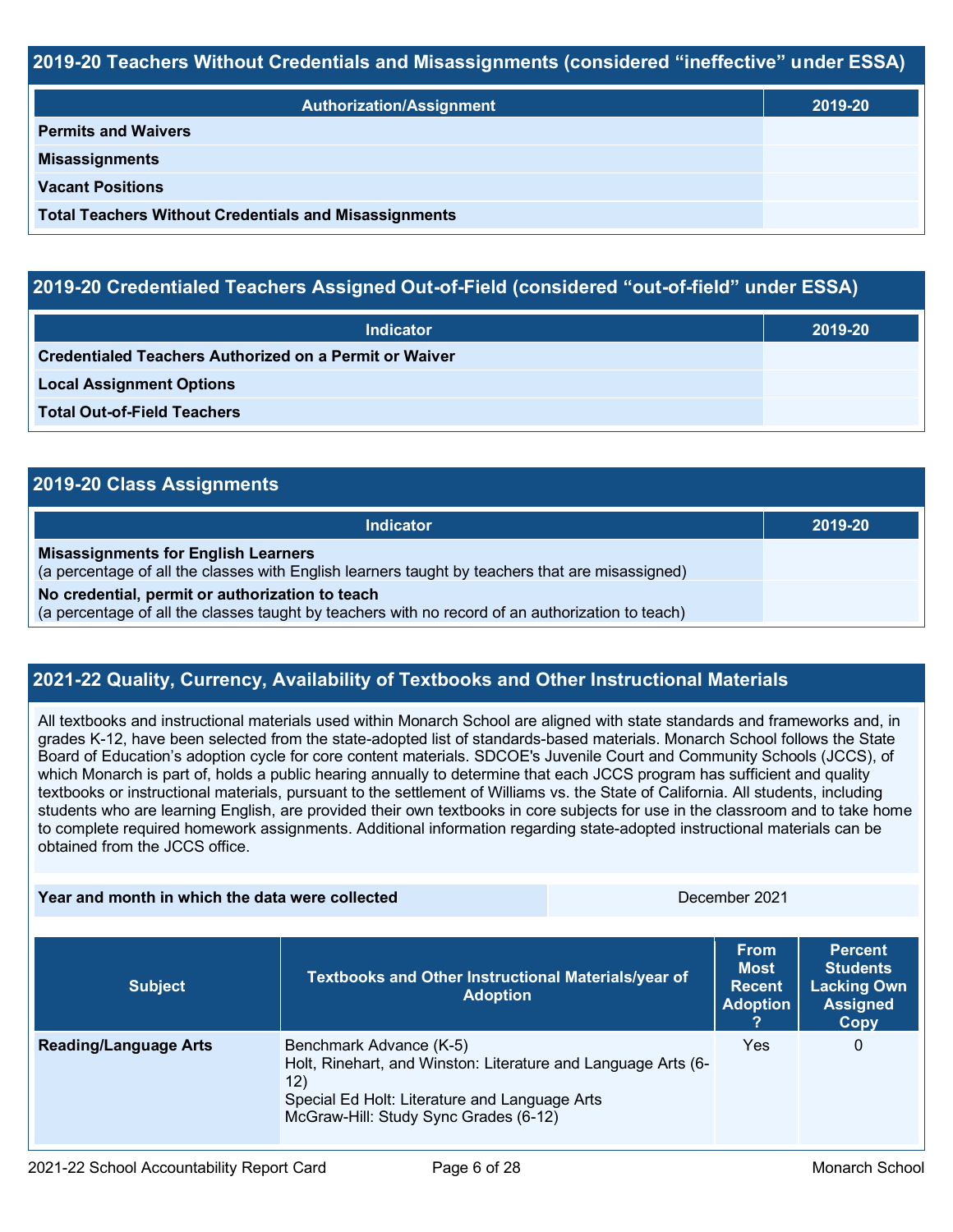## 2019-20 Teachers Without Credentials and Misassignments (considered "ineffective" under ESSA)

| Authorization/Assignment | 2019-20 |
| --- | --- |
| **Permits and Waivers** | |
| **Misassignments** | |
| **Vacant Positions** | |
| **Total Teachers Without Credentials and Misassignments** | |

## 2019-20 Credentialed Teachers Assigned Out-of-Field (considered "out-of-field" under ESSA)

| Indicator | 2019-20 |
| --- | --- |
| **Credentialed Teachers Authorized on a Permit or Waiver** | |
| **Local Assignment Options** | |
| **Total Out-of-Field Teachers** | |

## 2019-20 Class Assignments

| Indicator | 2019-20 |
| --- | --- |
| **Misassignments for English Learners** (a percentage of all the classes with English learners taught by teachers that are misassigned) | |
| **No credential, permit or authorization to teach** (a percentage of all the classes taught by teachers with no record of an authorization to teach) | |

## 2021-22 Quality, Currency, Availability of Textbooks and Other Instructional Materials

All textbooks and instructional materials used within Monarch School are aligned with state standards and frameworks and, in grades K-12, have been selected from the state-adopted list of standards-based materials. Monarch School follows the State Board of Education's adoption cycle for core content materials. SDCOE's Juvenile Court and Community Schools (JCCS), of which Monarch is part of, holds a public hearing annually to determine that each JCCS program has sufficient and quality textbooks or instructional materials, pursuant to the settlement of Williams vs. the State of California. All students, including students who are learning English, are provided their own textbooks in core subjects for use in the classroom and to take home to complete required homework assignments. Additional information regarding state-adopted instructional materials can be obtained from the JCCS office.

| **Year and month in which the data were collected** | December 2021 |
| --- | --- |

| Subject | Textbooks and Other Instructional Materials/year of Adoption | From Most Recent Adoption? | Percent Students Lacking Own Assigned Copy |
| --- | --- | --- | --- |
| **Reading/Language Arts** | Benchmark Advance (K-5)<br>Holt, Rinehart, and Winston: Literature and Language Arts (6-12)<br>Special Ed Holt: Literature and Language Arts<br>McGraw-Hill: Study Sync Grades (6-12) | Yes | 0 |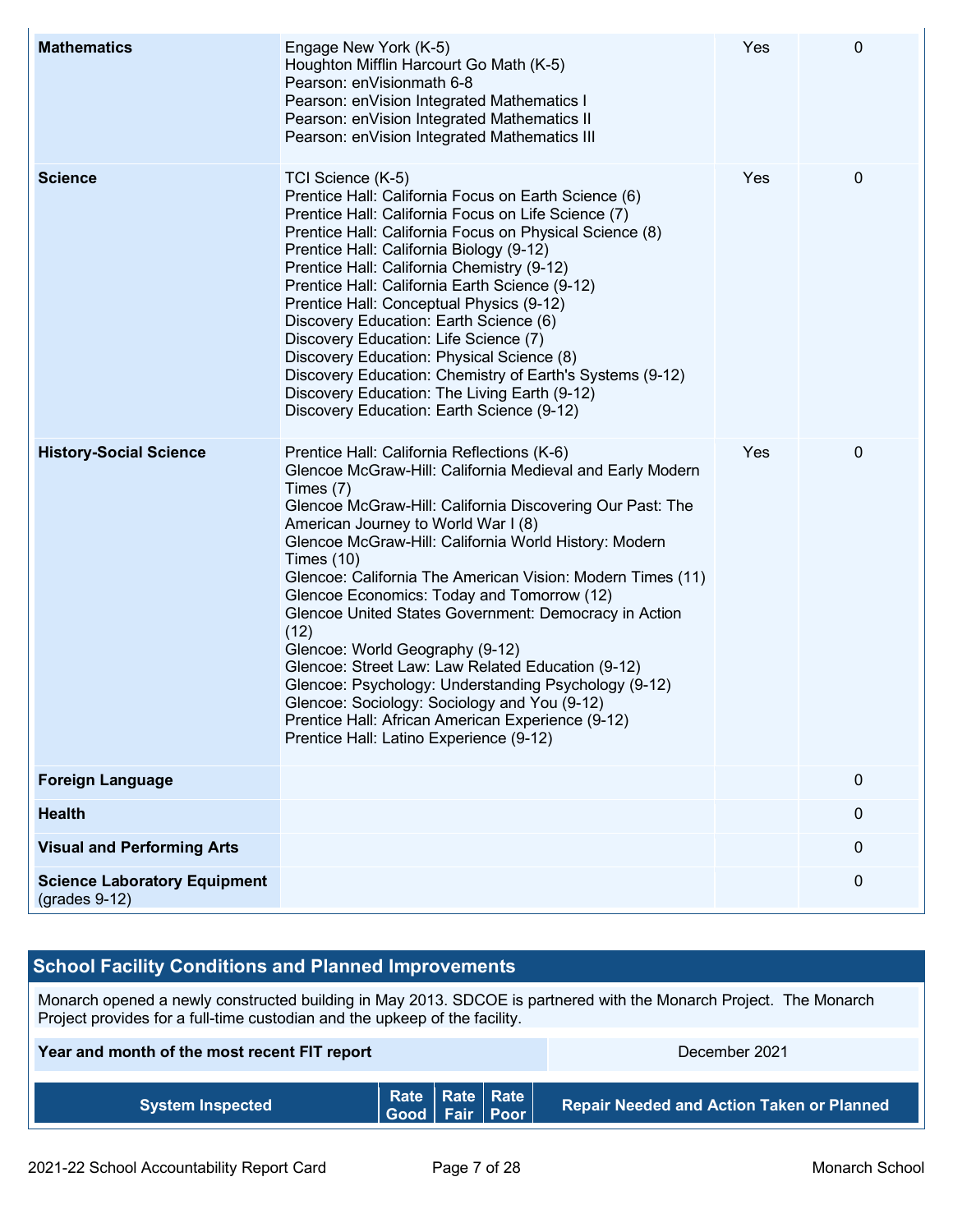| | | | |
|---|---|---|---|
| **Mathematics** | Engage New York (K-5)<br>Houghton Mifflin Harcourt Go Math (K-5)<br>Pearson: enVisionmath 6-8<br>Pearson: enVision Integrated Mathematics I<br>Pearson: enVision Integrated Mathematics II<br>Pearson: enVision Integrated Mathematics III | Yes | 0 |
| **Science** | TCI Science (K-5)<br>Prentice Hall: California Focus on Earth Science (6)<br>Prentice Hall: California Focus on Life Science (7)<br>Prentice Hall: California Focus on Physical Science (8)<br>Prentice Hall: California Biology (9-12)<br>Prentice Hall: California Chemistry (9-12)<br>Prentice Hall: California Earth Science (9-12)<br>Prentice Hall: Conceptual Physics (9-12)<br>Discovery Education: Earth Science (6)<br>Discovery Education: Life Science (7)<br>Discovery Education: Physical Science (8)<br>Discovery Education: Chemistry of Earth's Systems (9-12)<br>Discovery Education: The Living Earth (9-12)<br>Discovery Education: Earth Science (9-12) | Yes | 0 |
| **History-Social Science** | Prentice Hall: California Reflections (K-6)<br>Glencoe McGraw-Hill: California Medieval and Early Modern Times (7)<br>Glencoe McGraw-Hill: California Discovering Our Past: The American Journey to World War I (8)<br>Glencoe McGraw-Hill: California World History: Modern Times (10)<br>Glencoe: California The American Vision: Modern Times (11)<br>Glencoe Economics: Today and Tomorrow (12)<br>Glencoe United States Government: Democracy in Action (12)<br>Glencoe: World Geography (9-12)<br>Glencoe: Street Law: Law Related Education (9-12)<br>Glencoe: Psychology: Understanding Psychology (9-12)<br>Glencoe: Sociology: Sociology and You (9-12)<br>Prentice Hall: African American Experience (9-12)<br>Prentice Hall: Latino Experience (9-12) | Yes | 0 |
| **Foreign Language** | | | 0 |
| **Health** | | | 0 |
| **Visual and Performing Arts** | | | 0 |
| **Science Laboratory Equipment** (grades 9-12) | | | 0 |

## School Facility Conditions and Planned Improvements

Monarch opened a newly constructed building in May 2013. SDCOE is partnered with the Monarch Project. The Monarch Project provides for a full-time custodian and the upkeep of the facility.

| | |
|---|---|
| **Year and month of the most recent FIT report** | December 2021 |

| System Inspected | Rate Good | Rate Fair | Rate Poor | Repair Needed and Action Taken or Planned |
|---|---|---|---|---|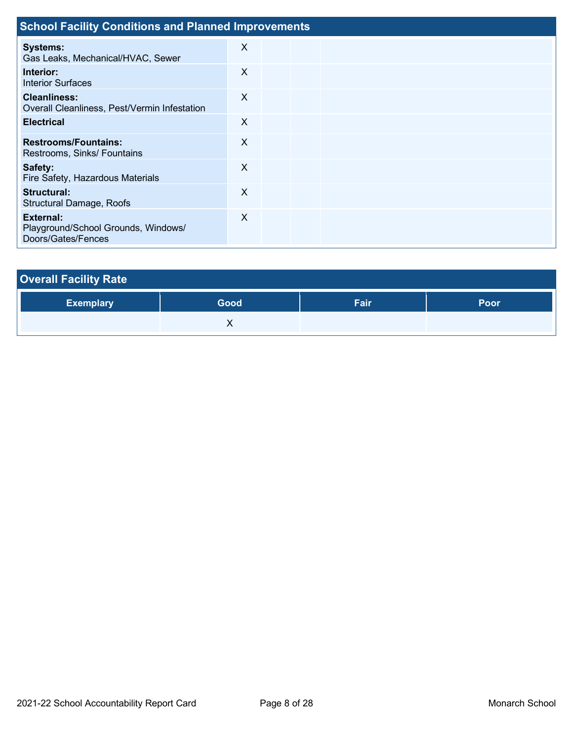## School Facility Conditions and Planned Improvements

| | | | | |
|---|---|---|---|---|
| **Systems:** Gas Leaks, Mechanical/HVAC, Sewer | X | | | |
| **Interior:** Interior Surfaces | X | | | |
| **Cleanliness:** Overall Cleanliness, Pest/Vermin Infestation | X | | | |
| **Electrical** | X | | | |
| **Restrooms/Fountains:** Restrooms, Sinks/ Fountains | X | | | |
| **Safety:** Fire Safety, Hazardous Materials | X | | | |
| **Structural:** Structural Damage, Roofs | X | | | |
| **External:** Playground/School Grounds, Windows/ Doors/Gates/Fences | X | | | |

## Overall Facility Rate

| Exemplary | Good | Fair | Poor |
|---|---|---|---|
| | X | | |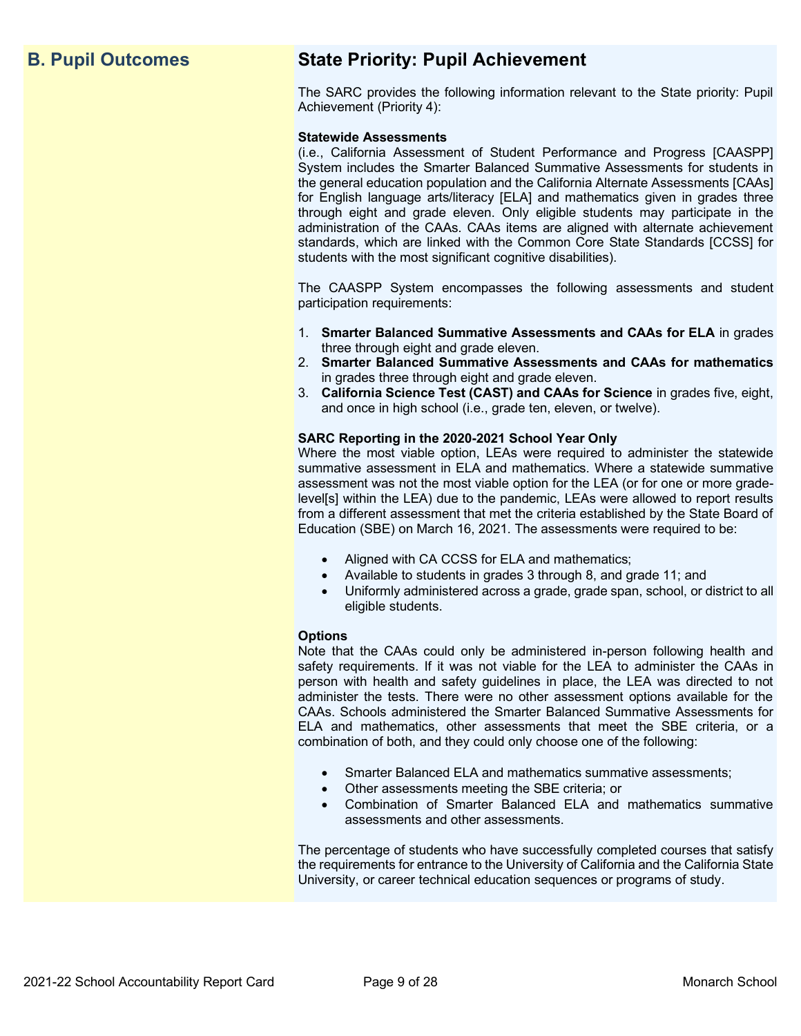## B. Pupil Outcomes

## State Priority: Pupil Achievement

The SARC provides the following information relevant to the State priority: Pupil Achievement (Priority 4):

**Statewide Assessments**

(i.e., California Assessment of Student Performance and Progress [CAASPP] System includes the Smarter Balanced Summative Assessments for students in the general education population and the California Alternate Assessments [CAAs] for English language arts/literacy [ELA] and mathematics given in grades three through eight and grade eleven. Only eligible students may participate in the administration of the CAAs. CAAs items are aligned with alternate achievement standards, which are linked with the Common Core State Standards [CCSS] for students with the most significant cognitive disabilities).

The CAASPP System encompasses the following assessments and student participation requirements:

1. **Smarter Balanced Summative Assessments and CAAs for ELA** in grades three through eight and grade eleven.
2. **Smarter Balanced Summative Assessments and CAAs for mathematics** in grades three through eight and grade eleven.
3. **California Science Test (CAST) and CAAs for Science** in grades five, eight, and once in high school (i.e., grade ten, eleven, or twelve).

**SARC Reporting in the 2020-2021 School Year Only**

Where the most viable option, LEAs were required to administer the statewide summative assessment in ELA and mathematics. Where a statewide summative assessment was not the most viable option for the LEA (or for one or more grade-level[s] within the LEA) due to the pandemic, LEAs were allowed to report results from a different assessment that met the criteria established by the State Board of Education (SBE) on March 16, 2021. The assessments were required to be:

- Aligned with CA CCSS for ELA and mathematics;
- Available to students in grades 3 through 8, and grade 11; and
- Uniformly administered across a grade, grade span, school, or district to all eligible students.

**Options**

Note that the CAAs could only be administered in-person following health and safety requirements. If it was not viable for the LEA to administer the CAAs in person with health and safety guidelines in place, the LEA was directed to not administer the tests. There were no other assessment options available for the CAAs. Schools administered the Smarter Balanced Summative Assessments for ELA and mathematics, other assessments that meet the SBE criteria, or a combination of both, and they could only choose one of the following:

- Smarter Balanced ELA and mathematics summative assessments;
- Other assessments meeting the SBE criteria; or
- Combination of Smarter Balanced ELA and mathematics summative assessments and other assessments.

The percentage of students who have successfully completed courses that satisfy the requirements for entrance to the University of California and the California State University, or career technical education sequences or programs of study.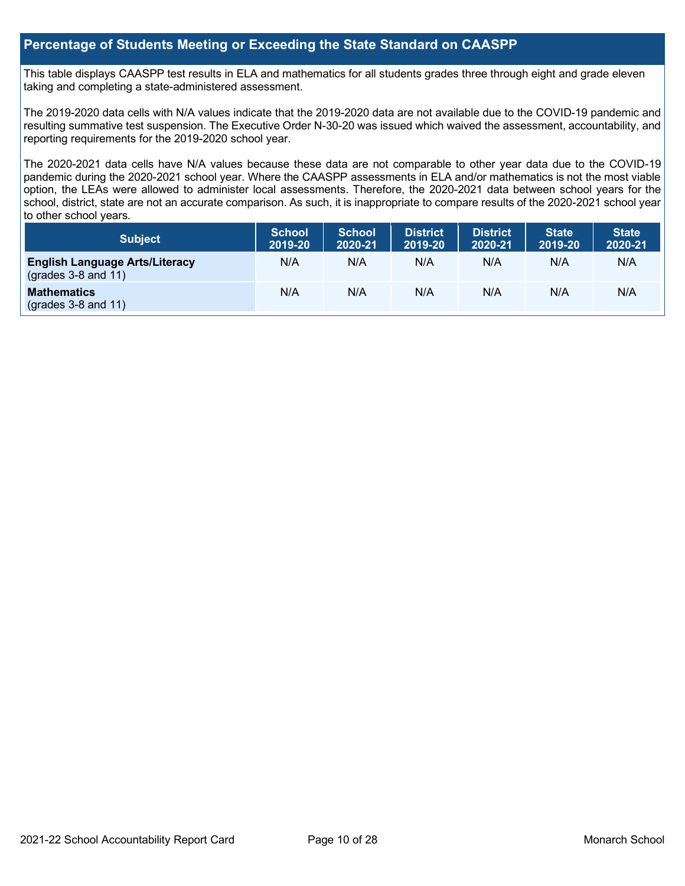## Percentage of Students Meeting or Exceeding the State Standard on CAASPP

This table displays CAASPP test results in ELA and mathematics for all students grades three through eight and grade eleven taking and completing a state-administered assessment.

The 2019-2020 data cells with N/A values indicate that the 2019-2020 data are not available due to the COVID-19 pandemic and resulting summative test suspension. The Executive Order N-30-20 was issued which waived the assessment, accountability, and reporting requirements for the 2019-2020 school year.

The 2020-2021 data cells have N/A values because these data are not comparable to other year data due to the COVID-19 pandemic during the 2020-2021 school year. Where the CAASPP assessments in ELA and/or mathematics is not the most viable option, the LEAs were allowed to administer local assessments. Therefore, the 2020-2021 data between school years for the school, district, state are not an accurate comparison. As such, it is inappropriate to compare results of the 2020-2021 school year to other school years.

| Subject | School 2019-20 | School 2020-21 | District 2019-20 | District 2020-21 | State 2019-20 | State 2020-21 |
|---|---|---|---|---|---|---|
| **English Language Arts/Literacy** (grades 3-8 and 11) | N/A | N/A | N/A | N/A | N/A | N/A |
| **Mathematics** (grades 3-8 and 11) | N/A | N/A | N/A | N/A | N/A | N/A |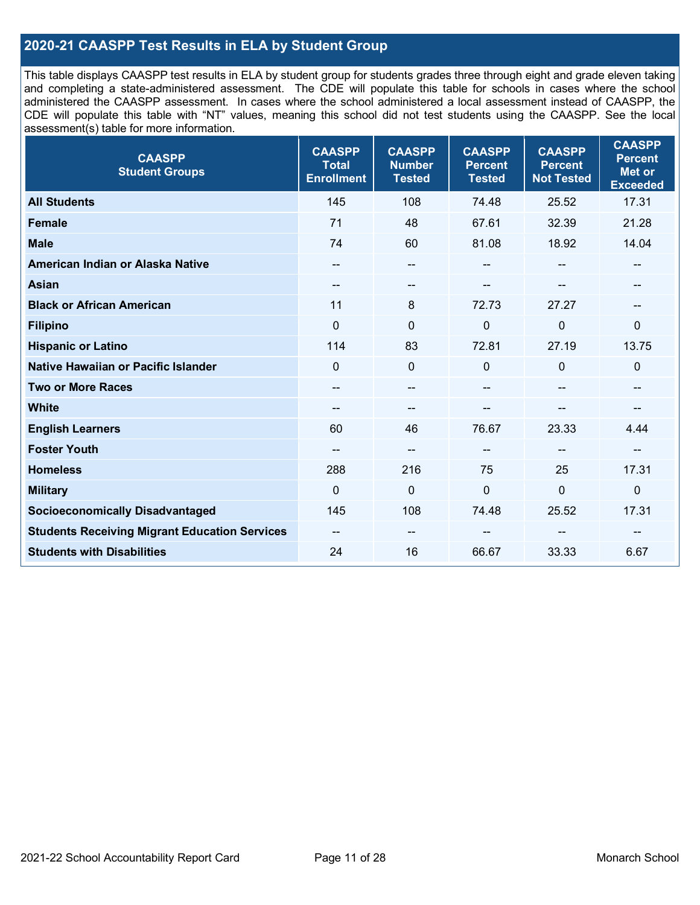## 2020-21 CAASPP Test Results in ELA by Student Group

This table displays CAASPP test results in ELA by student group for students grades three through eight and grade eleven taking and completing a state-administered assessment. The CDE will populate this table for schools in cases where the school administered the CAASPP assessment. In cases where the school administered a local assessment instead of CAASPP, the CDE will populate this table with "NT" values, meaning this school did not test students using the CAASPP. See the local assessment(s) table for more information.

| CAASPP Student Groups | CAASPP Total Enrollment | CAASPP Number Tested | CAASPP Percent Tested | CAASPP Percent Not Tested | CAASPP Percent Met or Exceeded |
|---|---|---|---|---|---|
| **All Students** | 145 | 108 | 74.48 | 25.52 | 17.31 |
| **Female** | 71 | 48 | 67.61 | 32.39 | 21.28 |
| **Male** | 74 | 60 | 81.08 | 18.92 | 14.04 |
| **American Indian or Alaska Native** | -- | -- | -- | -- | -- |
| **Asian** | -- | -- | -- | -- | -- |
| **Black or African American** | 11 | 8 | 72.73 | 27.27 | -- |
| **Filipino** | 0 | 0 | 0 | 0 | 0 |
| **Hispanic or Latino** | 114 | 83 | 72.81 | 27.19 | 13.75 |
| **Native Hawaiian or Pacific Islander** | 0 | 0 | 0 | 0 | 0 |
| **Two or More Races** | -- | -- | -- | -- | -- |
| **White** | -- | -- | -- | -- | -- |
| **English Learners** | 60 | 46 | 76.67 | 23.33 | 4.44 |
| **Foster Youth** | -- | -- | -- | -- | -- |
| **Homeless** | 288 | 216 | 75 | 25 | 17.31 |
| **Military** | 0 | 0 | 0 | 0 | 0 |
| **Socioeconomically Disadvantaged** | 145 | 108 | 74.48 | 25.52 | 17.31 |
| **Students Receiving Migrant Education Services** | -- | -- | -- | -- | -- |
| **Students with Disabilities** | 24 | 16 | 66.67 | 33.33 | 6.67 |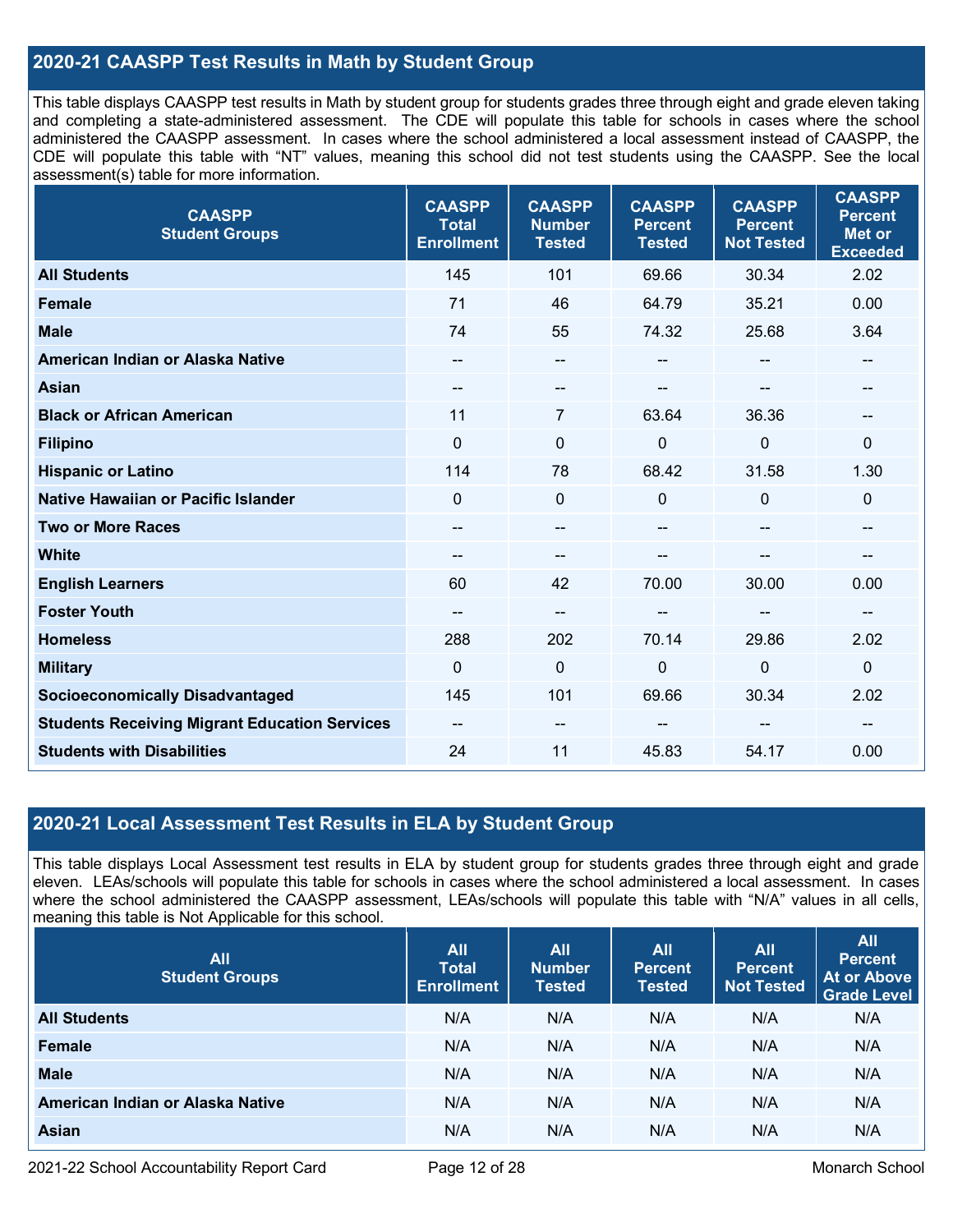## 2020-21 CAASPP Test Results in Math by Student Group

This table displays CAASPP test results in Math by student group for students grades three through eight and grade eleven taking and completing a state-administered assessment. The CDE will populate this table for schools in cases where the school administered the CAASPP assessment. In cases where the school administered a local assessment instead of CAASPP, the CDE will populate this table with "NT" values, meaning this school did not test students using the CAASPP. See the local assessment(s) table for more information.

| CAASPP Student Groups | CAASPP Total Enrollment | CAASPP Number Tested | CAASPP Percent Tested | CAASPP Percent Not Tested | CAASPP Percent Met or Exceeded |
|---|---|---|---|---|---|
| **All Students** | 145 | 101 | 69.66 | 30.34 | 2.02 |
| **Female** | 71 | 46 | 64.79 | 35.21 | 0.00 |
| **Male** | 74 | 55 | 74.32 | 25.68 | 3.64 |
| **American Indian or Alaska Native** | -- | -- | -- | -- | -- |
| **Asian** | -- | -- | -- | -- | -- |
| **Black or African American** | 11 | 7 | 63.64 | 36.36 | -- |
| **Filipino** | 0 | 0 | 0 | 0 | 0 |
| **Hispanic or Latino** | 114 | 78 | 68.42 | 31.58 | 1.30 |
| **Native Hawaiian or Pacific Islander** | 0 | 0 | 0 | 0 | 0 |
| **Two or More Races** | -- | -- | -- | -- | -- |
| **White** | -- | -- | -- | -- | -- |
| **English Learners** | 60 | 42 | 70.00 | 30.00 | 0.00 |
| **Foster Youth** | -- | -- | -- | -- | -- |
| **Homeless** | 288 | 202 | 70.14 | 29.86 | 2.02 |
| **Military** | 0 | 0 | 0 | 0 | 0 |
| **Socioeconomically Disadvantaged** | 145 | 101 | 69.66 | 30.34 | 2.02 |
| **Students Receiving Migrant Education Services** | -- | -- | -- | -- | -- |
| **Students with Disabilities** | 24 | 11 | 45.83 | 54.17 | 0.00 |

## 2020-21 Local Assessment Test Results in ELA by Student Group

This table displays Local Assessment test results in ELA by student group for students grades three through eight and grade eleven. LEAs/schools will populate this table for schools in cases where the school administered a local assessment. In cases where the school administered the CAASPP assessment, LEAs/schools will populate this table with "N/A" values in all cells, meaning this table is Not Applicable for this school.

| All Student Groups | All Total Enrollment | All Number Tested | All Percent Tested | All Percent Not Tested | All Percent At or Above Grade Level |
|---|---|---|---|---|---|
| **All Students** | N/A | N/A | N/A | N/A | N/A |
| **Female** | N/A | N/A | N/A | N/A | N/A |
| **Male** | N/A | N/A | N/A | N/A | N/A |
| **American Indian or Alaska Native** | N/A | N/A | N/A | N/A | N/A |
| **Asian** | N/A | N/A | N/A | N/A | N/A |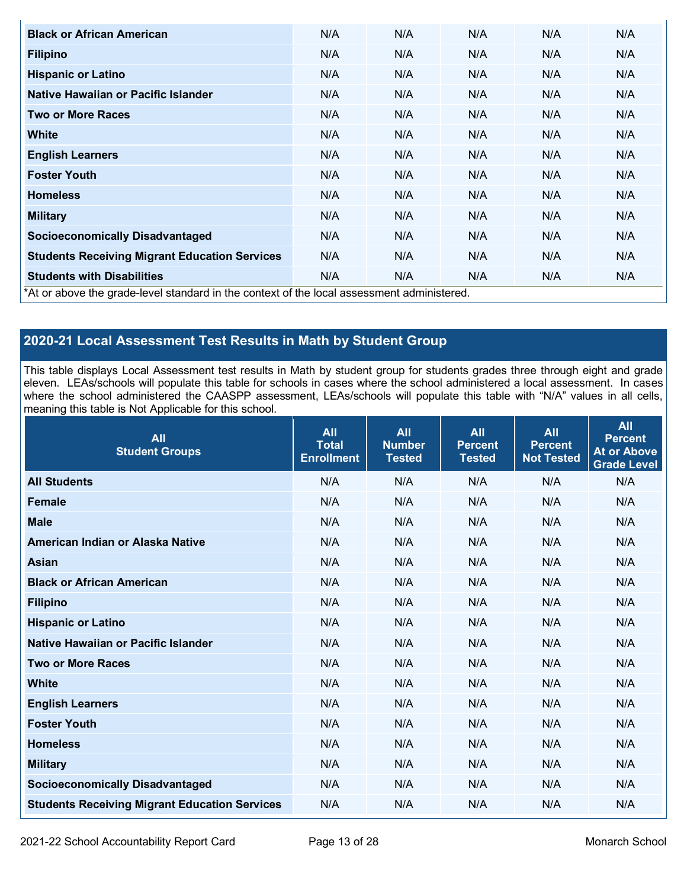| | | | | | |
|---|---|---|---|---|---|
| **Black or African American** | N/A | N/A | N/A | N/A | N/A |
| **Filipino** | N/A | N/A | N/A | N/A | N/A |
| **Hispanic or Latino** | N/A | N/A | N/A | N/A | N/A |
| **Native Hawaiian or Pacific Islander** | N/A | N/A | N/A | N/A | N/A |
| **Two or More Races** | N/A | N/A | N/A | N/A | N/A |
| **White** | N/A | N/A | N/A | N/A | N/A |
| **English Learners** | N/A | N/A | N/A | N/A | N/A |
| **Foster Youth** | N/A | N/A | N/A | N/A | N/A |
| **Homeless** | N/A | N/A | N/A | N/A | N/A |
| **Military** | N/A | N/A | N/A | N/A | N/A |
| **Socioeconomically Disadvantaged** | N/A | N/A | N/A | N/A | N/A |
| **Students Receiving Migrant Education Services** | N/A | N/A | N/A | N/A | N/A |
| **Students with Disabilities** | N/A | N/A | N/A | N/A | N/A |

*At or above the grade-level standard in the context of the local assessment administered.

## 2020-21 Local Assessment Test Results in Math by Student Group

This table displays Local Assessment test results in Math by student group for students grades three through eight and grade eleven. LEAs/schools will populate this table for schools in cases where the school administered a local assessment. In cases where the school administered the CAASPP assessment, LEAs/schools will populate this table with "N/A" values in all cells, meaning this table is Not Applicable for this school.

| All Student Groups | All Total Enrollment | All Number Tested | All Percent Tested | All Percent Not Tested | All Percent At or Above Grade Level |
|---|---|---|---|---|---|
| **All Students** | N/A | N/A | N/A | N/A | N/A |
| **Female** | N/A | N/A | N/A | N/A | N/A |
| **Male** | N/A | N/A | N/A | N/A | N/A |
| **American Indian or Alaska Native** | N/A | N/A | N/A | N/A | N/A |
| **Asian** | N/A | N/A | N/A | N/A | N/A |
| **Black or African American** | N/A | N/A | N/A | N/A | N/A |
| **Filipino** | N/A | N/A | N/A | N/A | N/A |
| **Hispanic or Latino** | N/A | N/A | N/A | N/A | N/A |
| **Native Hawaiian or Pacific Islander** | N/A | N/A | N/A | N/A | N/A |
| **Two or More Races** | N/A | N/A | N/A | N/A | N/A |
| **White** | N/A | N/A | N/A | N/A | N/A |
| **English Learners** | N/A | N/A | N/A | N/A | N/A |
| **Foster Youth** | N/A | N/A | N/A | N/A | N/A |
| **Homeless** | N/A | N/A | N/A | N/A | N/A |
| **Military** | N/A | N/A | N/A | N/A | N/A |
| **Socioeconomically Disadvantaged** | N/A | N/A | N/A | N/A | N/A |
| **Students Receiving Migrant Education Services** | N/A | N/A | N/A | N/A | N/A |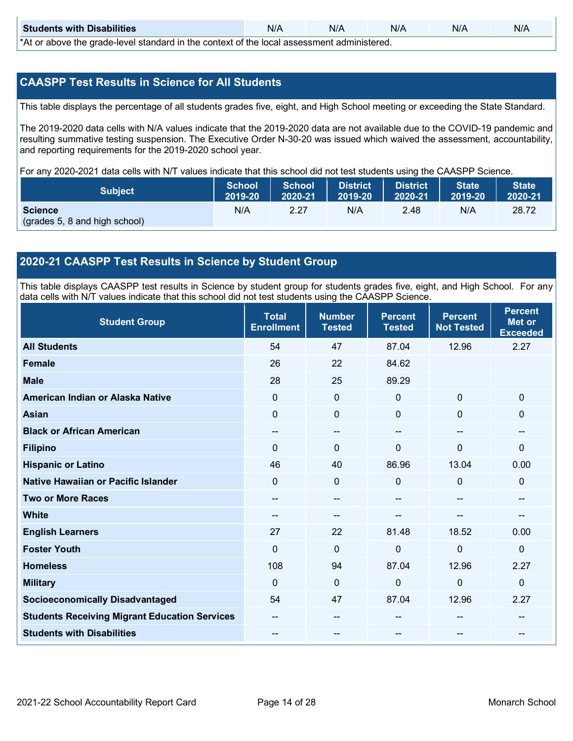| Students with Disabilities | N/A | N/A | N/A | N/A | N/A |
|---|---|---|---|---|---|

*At or above the grade-level standard in the context of the local assessment administered.

## CAASPP Test Results in Science for All Students

This table displays the percentage of all students grades five, eight, and High School meeting or exceeding the State Standard.

The 2019-2020 data cells with N/A values indicate that the 2019-2020 data are not available due to the COVID-19 pandemic and resulting summative testing suspension. The Executive Order N-30-20 was issued which waived the assessment, accountability, and reporting requirements for the 2019-2020 school year.

For any 2020-2021 data cells with N/T values indicate that this school did not test students using the CAASPP Science.

| Subject | School 2019-20 | School 2020-21 | District 2019-20 | District 2020-21 | State 2019-20 | State 2020-21 |
|---|---|---|---|---|---|---|
| **Science** (grades 5, 8 and high school) | N/A | 2.27 | N/A | 2.48 | N/A | 28.72 |

## 2020-21 CAASPP Test Results in Science by Student Group

This table displays CAASPP test results in Science by student group for students grades five, eight, and High School. For any data cells with N/T values indicate that this school did not test students using the CAASPP Science.

| Student Group | Total Enrollment | Number Tested | Percent Tested | Percent Not Tested | Percent Met or Exceeded |
|---|---|---|---|---|---|
| **All Students** | 54 | 47 | 87.04 | 12.96 | 2.27 |
| **Female** | 26 | 22 | 84.62 | | |
| **Male** | 28 | 25 | 89.29 | | |
| **American Indian or Alaska Native** | 0 | 0 | 0 | 0 | 0 |
| **Asian** | 0 | 0 | 0 | 0 | 0 |
| **Black or African American** | -- | -- | -- | -- | -- |
| **Filipino** | 0 | 0 | 0 | 0 | 0 |
| **Hispanic or Latino** | 46 | 40 | 86.96 | 13.04 | 0.00 |
| **Native Hawaiian or Pacific Islander** | 0 | 0 | 0 | 0 | 0 |
| **Two or More Races** | -- | -- | -- | -- | -- |
| **White** | -- | -- | -- | -- | -- |
| **English Learners** | 27 | 22 | 81.48 | 18.52 | 0.00 |
| **Foster Youth** | 0 | 0 | 0 | 0 | 0 |
| **Homeless** | 108 | 94 | 87.04 | 12.96 | 2.27 |
| **Military** | 0 | 0 | 0 | 0 | 0 |
| **Socioeconomically Disadvantaged** | 54 | 47 | 87.04 | 12.96 | 2.27 |
| **Students Receiving Migrant Education Services** | -- | -- | -- | -- | -- |
| **Students with Disabilities** | -- | -- | -- | -- | -- |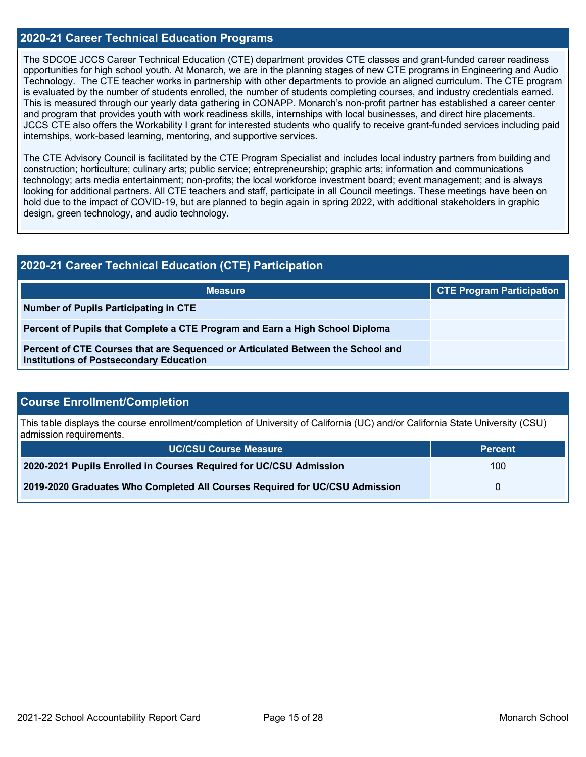## 2020-21 Career Technical Education Programs

The SDCOE JCCS Career Technical Education (CTE) department provides CTE classes and grant-funded career readiness opportunities for high school youth. At Monarch, we are in the planning stages of new CTE programs in Engineering and Audio Technology. The CTE teacher works in partnership with other departments to provide an aligned curriculum. The CTE program is evaluated by the number of students enrolled, the number of students completing courses, and industry credentials earned. This is measured through our yearly data gathering in CONAPP. Monarch's non-profit partner has established a career center and program that provides youth with work readiness skills, internships with local businesses, and direct hire placements. JCCS CTE also offers the Workability I grant for interested students who qualify to receive grant-funded services including paid internships, work-based learning, mentoring, and supportive services.

The CTE Advisory Council is facilitated by the CTE Program Specialist and includes local industry partners from building and construction; horticulture; culinary arts; public service; entrepreneurship; graphic arts; information and communications technology; arts media entertainment; non-profits; the local workforce investment board; event management; and is always looking for additional partners. All CTE teachers and staff, participate in all Council meetings. These meetings have been on hold due to the impact of COVID-19, but are planned to begin again in spring 2022, with additional stakeholders in graphic design, green technology, and audio technology.

## 2020-21 Career Technical Education (CTE) Participation

| Measure | CTE Program Participation |
|---|---|
| **Number of Pupils Participating in CTE** | |
| **Percent of Pupils that Complete a CTE Program and Earn a High School Diploma** | |
| **Percent of CTE Courses that are Sequenced or Articulated Between the School and Institutions of Postsecondary Education** | |

## Course Enrollment/Completion

This table displays the course enrollment/completion of University of California (UC) and/or California State University (CSU) admission requirements.

| UC/CSU Course Measure | Percent |
|---|---|
| **2020-2021 Pupils Enrolled in Courses Required for UC/CSU Admission** | 100 |
| **2019-2020 Graduates Who Completed All Courses Required for UC/CSU Admission** | 0 |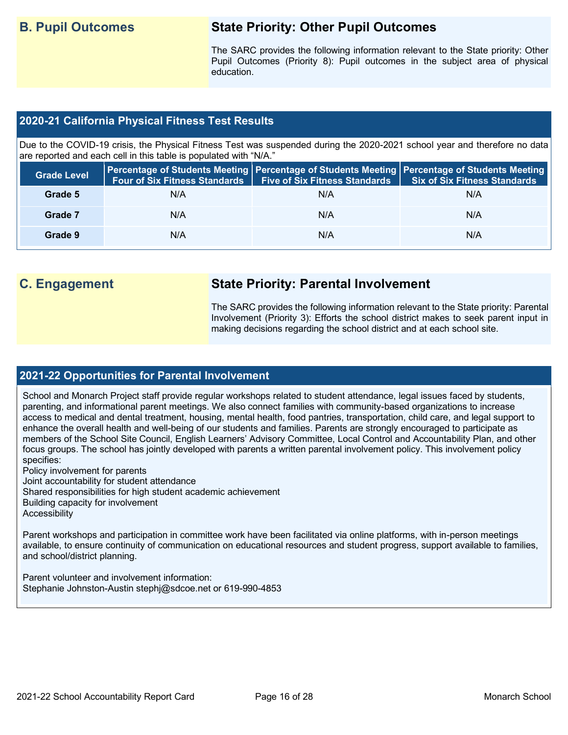## B. Pupil Outcomes

### State Priority: Other Pupil Outcomes

The SARC provides the following information relevant to the State priority: Other Pupil Outcomes (Priority 8): Pupil outcomes in the subject area of physical education.

### 2020-21 California Physical Fitness Test Results

Due to the COVID-19 crisis, the Physical Fitness Test was suspended during the 2020-2021 school year and therefore no data are reported and each cell in this table is populated with "N/A."

| Grade Level | Percentage of Students Meeting Four of Six Fitness Standards | Percentage of Students Meeting Five of Six Fitness Standards | Percentage of Students Meeting Six of Six Fitness Standards |
|---|---|---|---|
| Grade 5 | N/A | N/A | N/A |
| Grade 7 | N/A | N/A | N/A |
| Grade 9 | N/A | N/A | N/A |

## C. Engagement

### State Priority: Parental Involvement

The SARC provides the following information relevant to the State priority: Parental Involvement (Priority 3): Efforts the school district makes to seek parent input in making decisions regarding the school district and at each school site.

### 2021-22 Opportunities for Parental Involvement

School and Monarch Project staff provide regular workshops related to student attendance, legal issues faced by students, parenting, and informational parent meetings. We also connect families with community-based organizations to increase access to medical and dental treatment, housing, mental health, food pantries, transportation, child care, and legal support to enhance the overall health and well-being of our students and families. Parents are strongly encouraged to participate as members of the School Site Council, English Learners' Advisory Committee, Local Control and Accountability Plan, and other focus groups. The school has jointly developed with parents a written parental involvement policy. This involvement policy specifies:

Policy involvement for parents
Joint accountability for student attendance
Shared responsibilities for high student academic achievement
Building capacity for involvement
Accessibility

Parent workshops and participation in committee work have been facilitated via online platforms, with in-person meetings available, to ensure continuity of communication on educational resources and student progress, support available to families, and school/district planning.

Parent volunteer and involvement information:
Stephanie Johnston-Austin stephj@sdcoe.net or 619-990-4853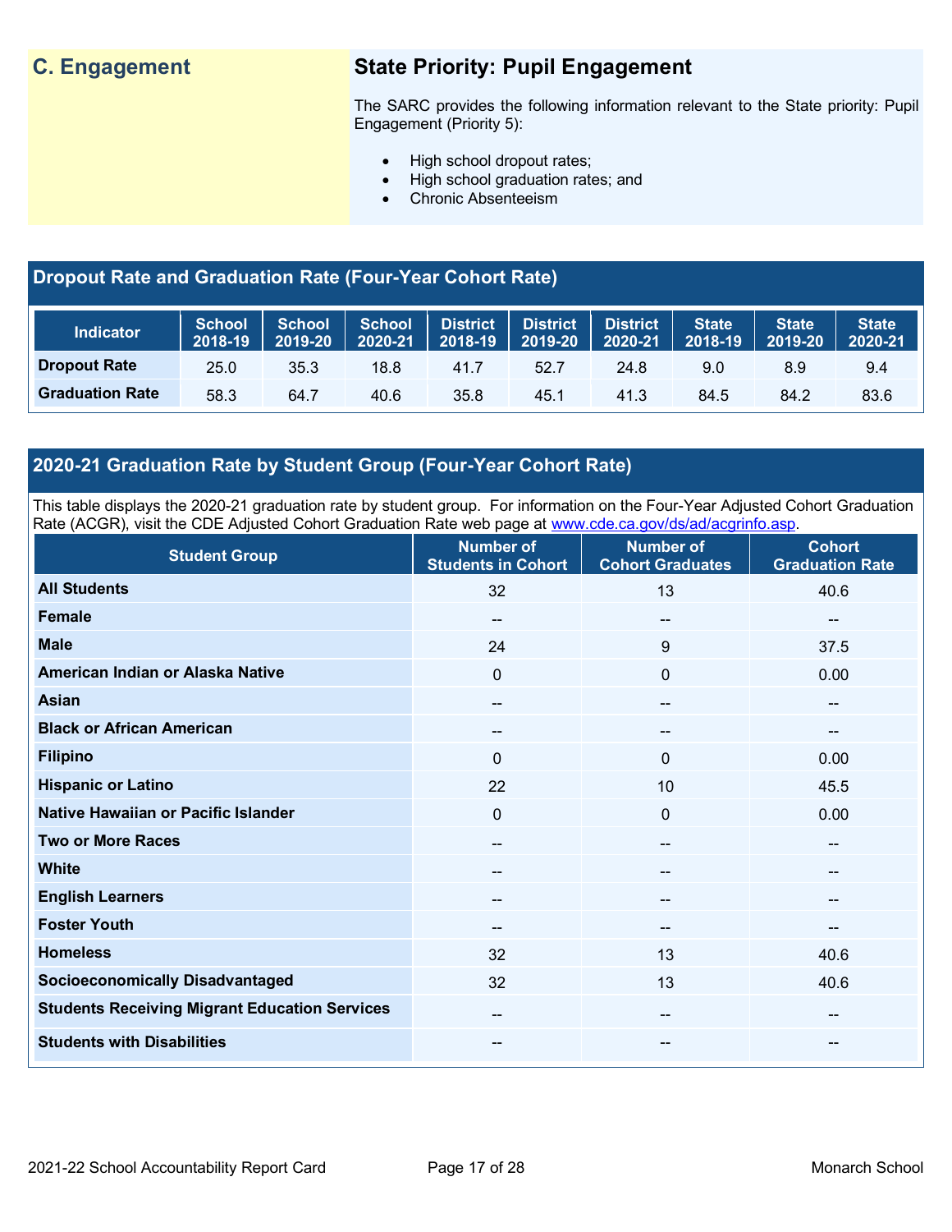## C. Engagement

### State Priority: Pupil Engagement

The SARC provides the following information relevant to the State priority: Pupil Engagement (Priority 5):

- High school dropout rates;
- High school graduation rates; and
- Chronic Absenteeism

### Dropout Rate and Graduation Rate (Four-Year Cohort Rate)

| Indicator | School 2018-19 | School 2019-20 | School 2020-21 | District 2018-19 | District 2019-20 | District 2020-21 | State 2018-19 | State 2019-20 | State 2020-21 |
|---|---|---|---|---|---|---|---|---|---|
| Dropout Rate | 25.0 | 35.3 | 18.8 | 41.7 | 52.7 | 24.8 | 9.0 | 8.9 | 9.4 |
| Graduation Rate | 58.3 | 64.7 | 40.6 | 35.8 | 45.1 | 41.3 | 84.5 | 84.2 | 83.6 |

### 2020-21 Graduation Rate by Student Group (Four-Year Cohort Rate)

This table displays the 2020-21 graduation rate by student group. For information on the Four-Year Adjusted Cohort Graduation Rate (ACGR), visit the CDE Adjusted Cohort Graduation Rate web page at www.cde.ca.gov/ds/ad/acgrinfo.asp.

| Student Group | Number of Students in Cohort | Number of Cohort Graduates | Cohort Graduation Rate |
|---|---|---|---|
| All Students | 32 | 13 | 40.6 |
| Female | -- | -- | -- |
| Male | 24 | 9 | 37.5 |
| American Indian or Alaska Native | 0 | 0 | 0.00 |
| Asian | -- | -- | -- |
| Black or African American | -- | -- | -- |
| Filipino | 0 | 0 | 0.00 |
| Hispanic or Latino | 22 | 10 | 45.5 |
| Native Hawaiian or Pacific Islander | 0 | 0 | 0.00 |
| Two or More Races | -- | -- | -- |
| White | -- | -- | -- |
| English Learners | -- | -- | -- |
| Foster Youth | -- | -- | -- |
| Homeless | 32 | 13 | 40.6 |
| Socioeconomically Disadvantaged | 32 | 13 | 40.6 |
| Students Receiving Migrant Education Services | -- | -- | -- |
| Students with Disabilities | -- | -- | -- |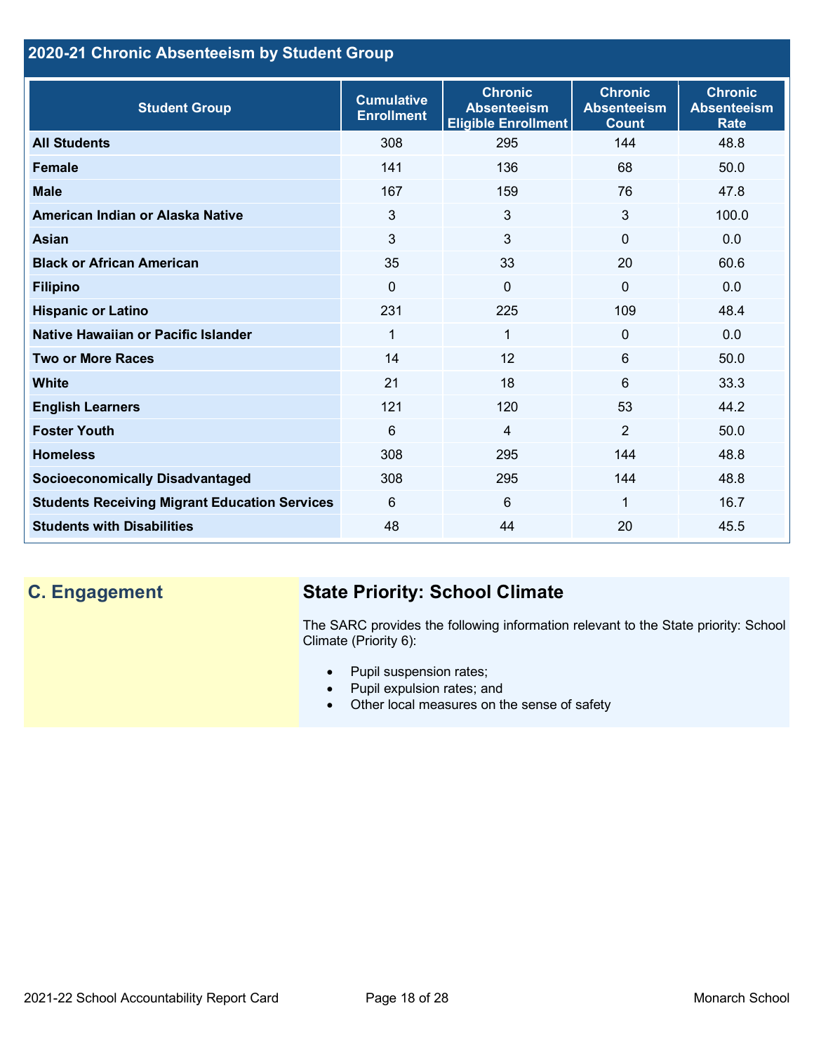## 2020-21 Chronic Absenteeism by Student Group

| Student Group | Cumulative Enrollment | Chronic Absenteeism Eligible Enrollment | Chronic Absenteeism Count | Chronic Absenteeism Rate |
|---|---|---|---|---|
| **All Students** | 308 | 295 | 144 | 48.8 |
| **Female** | 141 | 136 | 68 | 50.0 |
| **Male** | 167 | 159 | 76 | 47.8 |
| **American Indian or Alaska Native** | 3 | 3 | 3 | 100.0 |
| **Asian** | 3 | 3 | 0 | 0.0 |
| **Black or African American** | 35 | 33 | 20 | 60.6 |
| **Filipino** | 0 | 0 | 0 | 0.0 |
| **Hispanic or Latino** | 231 | 225 | 109 | 48.4 |
| **Native Hawaiian or Pacific Islander** | 1 | 1 | 0 | 0.0 |
| **Two or More Races** | 14 | 12 | 6 | 50.0 |
| **White** | 21 | 18 | 6 | 33.3 |
| **English Learners** | 121 | 120 | 53 | 44.2 |
| **Foster Youth** | 6 | 4 | 2 | 50.0 |
| **Homeless** | 308 | 295 | 144 | 48.8 |
| **Socioeconomically Disadvantaged** | 308 | 295 | 144 | 48.8 |
| **Students Receiving Migrant Education Services** | 6 | 6 | 1 | 16.7 |
| **Students with Disabilities** | 48 | 44 | 20 | 45.5 |

## C. Engagement

### State Priority: School Climate

The SARC provides the following information relevant to the State priority: School Climate (Priority 6):

- Pupil suspension rates;
- Pupil expulsion rates; and
- Other local measures on the sense of safety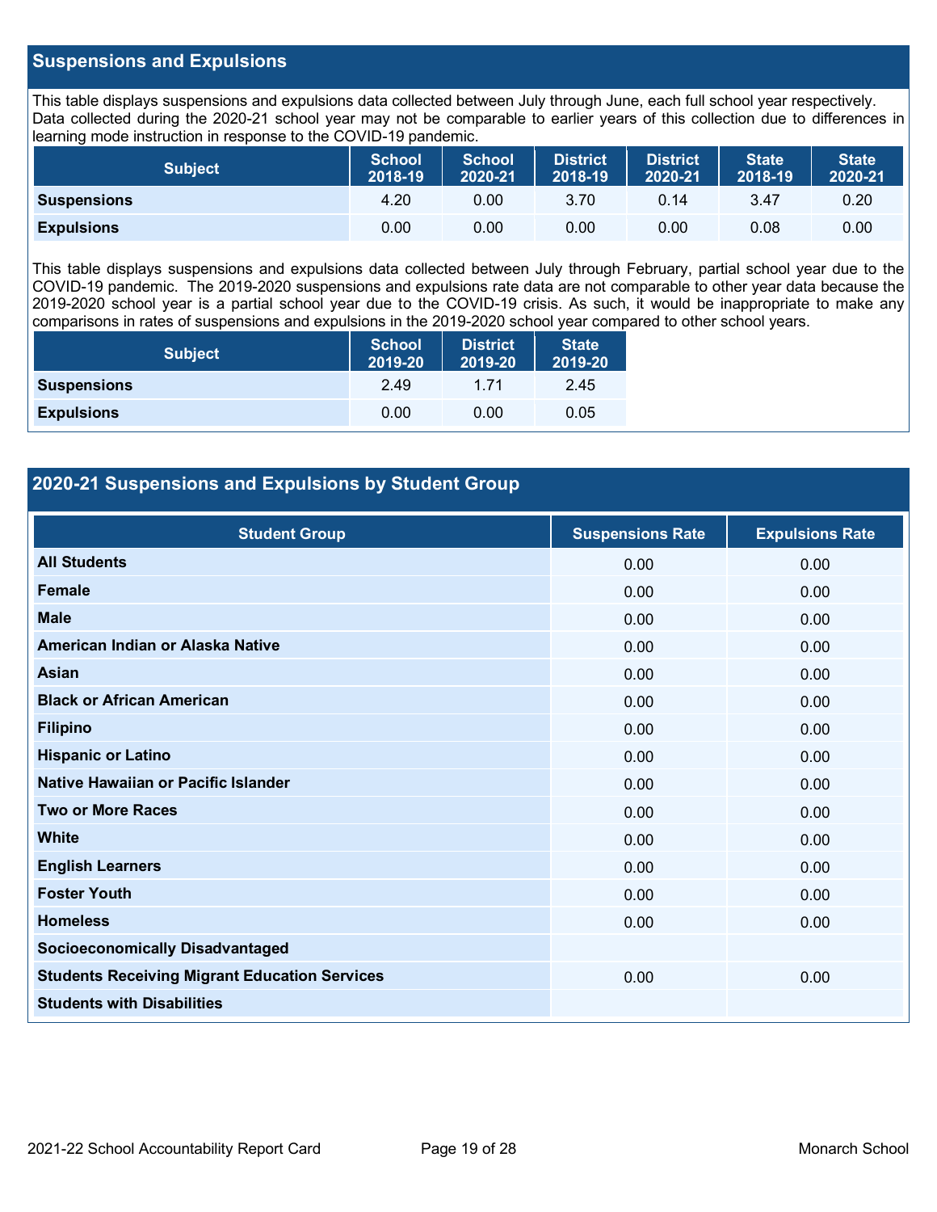## Suspensions and Expulsions

This table displays suspensions and expulsions data collected between July through June, each full school year respectively. Data collected during the 2020-21 school year may not be comparable to earlier years of this collection due to differences in learning mode instruction in response to the COVID-19 pandemic.

| Subject | School 2018-19 | School 2020-21 | District 2018-19 | District 2020-21 | State 2018-19 | State 2020-21 |
|---|---|---|---|---|---|---|
| **Suspensions** | 4.20 | 0.00 | 3.70 | 0.14 | 3.47 | 0.20 |
| **Expulsions** | 0.00 | 0.00 | 0.00 | 0.00 | 0.08 | 0.00 |

This table displays suspensions and expulsions data collected between July through February, partial school year due to the COVID-19 pandemic. The 2019-2020 suspensions and expulsions rate data are not comparable to other year data because the 2019-2020 school year is a partial school year due to the COVID-19 crisis. As such, it would be inappropriate to make any comparisons in rates of suspensions and expulsions in the 2019-2020 school year compared to other school years.

| Subject | School 2019-20 | District 2019-20 | State 2019-20 |
|---|---|---|---|
| **Suspensions** | 2.49 | 1.71 | 2.45 |
| **Expulsions** | 0.00 | 0.00 | 0.05 |

## 2020-21 Suspensions and Expulsions by Student Group

| Student Group | Suspensions Rate | Expulsions Rate |
|---|---|---|
| **All Students** | 0.00 | 0.00 |
| **Female** | 0.00 | 0.00 |
| **Male** | 0.00 | 0.00 |
| **American Indian or Alaska Native** | 0.00 | 0.00 |
| **Asian** | 0.00 | 0.00 |
| **Black or African American** | 0.00 | 0.00 |
| **Filipino** | 0.00 | 0.00 |
| **Hispanic or Latino** | 0.00 | 0.00 |
| **Native Hawaiian or Pacific Islander** | 0.00 | 0.00 |
| **Two or More Races** | 0.00 | 0.00 |
| **White** | 0.00 | 0.00 |
| **English Learners** | 0.00 | 0.00 |
| **Foster Youth** | 0.00 | 0.00 |
| **Homeless** | 0.00 | 0.00 |
| **Socioeconomically Disadvantaged** | | |
| **Students Receiving Migrant Education Services** | 0.00 | 0.00 |
| **Students with Disabilities** | | |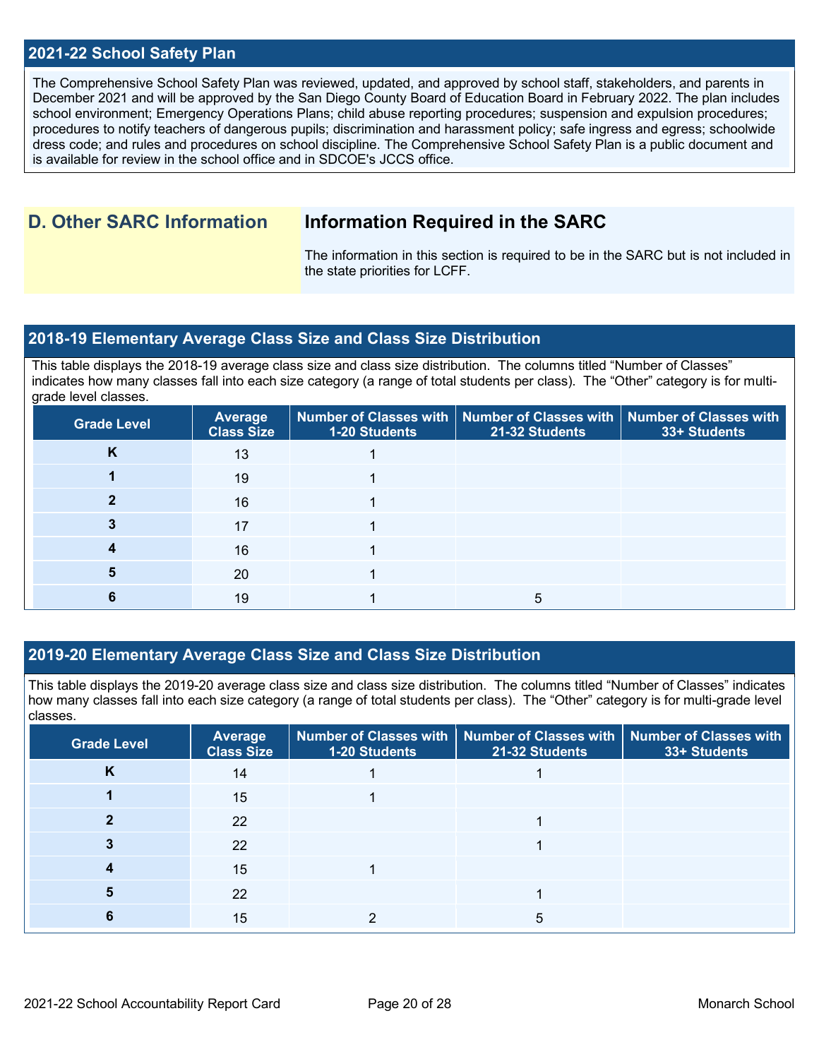## 2021-22 School Safety Plan

The Comprehensive School Safety Plan was reviewed, updated, and approved by school staff, stakeholders, and parents in December 2021 and will be approved by the San Diego County Board of Education Board in February 2022. The plan includes school environment; Emergency Operations Plans; child abuse reporting procedures; suspension and expulsion procedures; procedures to notify teachers of dangerous pupils; discrimination and harassment policy; safe ingress and egress; schoolwide dress code; and rules and procedures on school discipline. The Comprehensive School Safety Plan is a public document and is available for review in the school office and in SDCOE's JCCS office.

# D. Other SARC Information

## Information Required in the SARC

The information in this section is required to be in the SARC but is not included in the state priorities for LCFF.

## 2018-19 Elementary Average Class Size and Class Size Distribution

This table displays the 2018-19 average class size and class size distribution. The columns titled "Number of Classes" indicates how many classes fall into each size category (a range of total students per class). The "Other" category is for multi-grade level classes.

| Grade Level | Average Class Size | Number of Classes with 1-20 Students | Number of Classes with 21-32 Students | Number of Classes with 33+ Students |
|---|---|---|---|---|
| K | 13 | 1 | | |
| 1 | 19 | 1 | | |
| 2 | 16 | 1 | | |
| 3 | 17 | 1 | | |
| 4 | 16 | 1 | | |
| 5 | 20 | 1 | | |
| 6 | 19 | 1 | 5 | |

## 2019-20 Elementary Average Class Size and Class Size Distribution

This table displays the 2019-20 average class size and class size distribution. The columns titled "Number of Classes" indicates how many classes fall into each size category (a range of total students per class). The "Other" category is for multi-grade level classes.

| Grade Level | Average Class Size | Number of Classes with 1-20 Students | Number of Classes with 21-32 Students | Number of Classes with 33+ Students |
|---|---|---|---|---|
| K | 14 | 1 | 1 | |
| 1 | 15 | 1 | | |
| 2 | 22 | | 1 | |
| 3 | 22 | | 1 | |
| 4 | 15 | 1 | | |
| 5 | 22 | | 1 | |
| 6 | 15 | 2 | 5 | |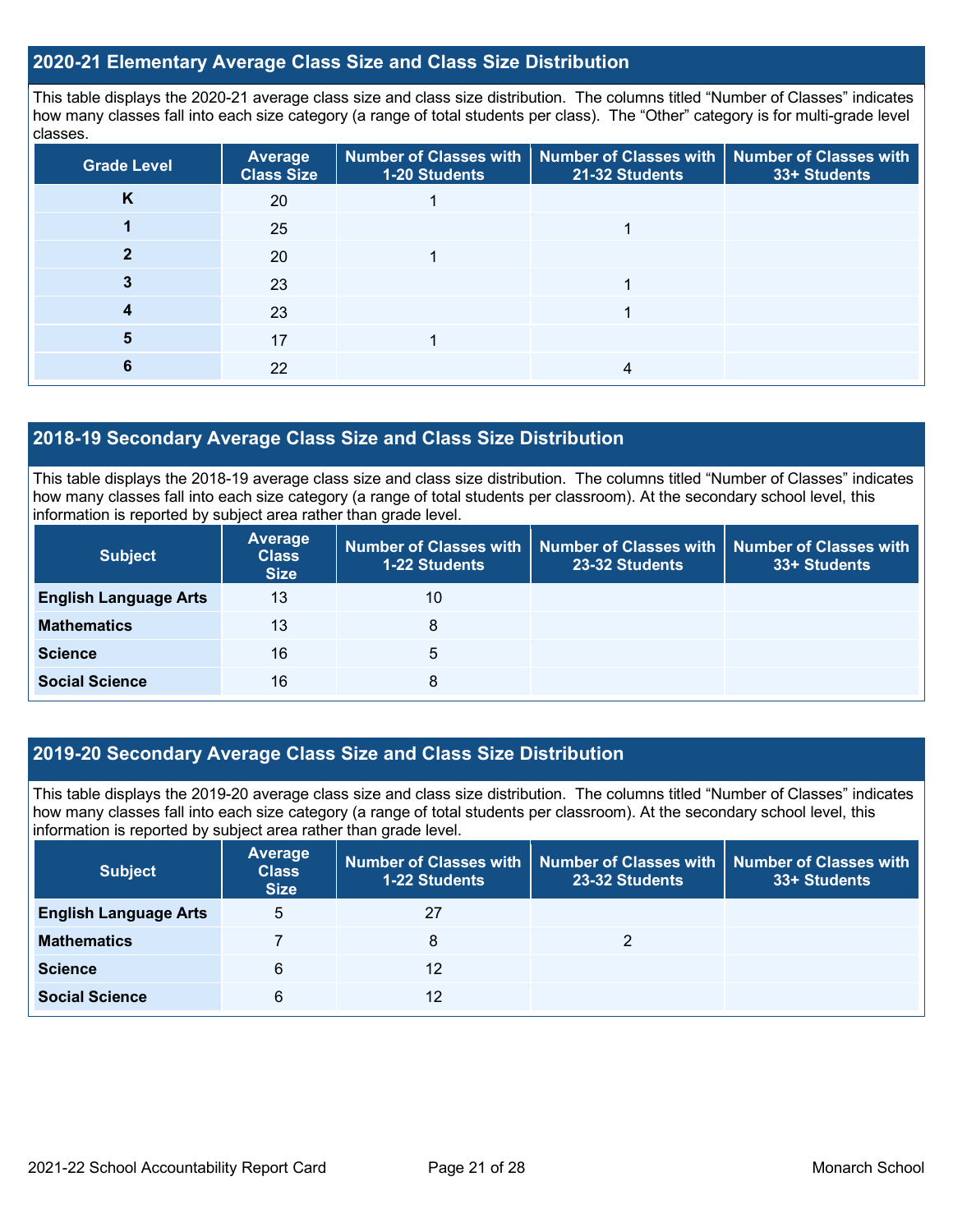## 2020-21 Elementary Average Class Size and Class Size Distribution

This table displays the 2020-21 average class size and class size distribution. The columns titled "Number of Classes" indicates how many classes fall into each size category (a range of total students per class). The "Other" category is for multi-grade level classes.

| Grade Level | Average Class Size | Number of Classes with 1-20 Students | Number of Classes with 21-32 Students | Number of Classes with 33+ Students |
|---|---|---|---|---|
| K | 20 | 1 | | |
| 1 | 25 | | 1 | |
| 2 | 20 | 1 | | |
| 3 | 23 | | 1 | |
| 4 | 23 | | 1 | |
| 5 | 17 | 1 | | |
| 6 | 22 | | 4 | |

## 2018-19 Secondary Average Class Size and Class Size Distribution

This table displays the 2018-19 average class size and class size distribution. The columns titled "Number of Classes" indicates how many classes fall into each size category (a range of total students per classroom). At the secondary school level, this information is reported by subject area rather than grade level.

| Subject | Average Class Size | Number of Classes with 1-22 Students | Number of Classes with 23-32 Students | Number of Classes with 33+ Students |
|---|---|---|---|---|
| English Language Arts | 13 | 10 | | |
| Mathematics | 13 | 8 | | |
| Science | 16 | 5 | | |
| Social Science | 16 | 8 | | |

## 2019-20 Secondary Average Class Size and Class Size Distribution

This table displays the 2019-20 average class size and class size distribution. The columns titled "Number of Classes" indicates how many classes fall into each size category (a range of total students per classroom). At the secondary school level, this information is reported by subject area rather than grade level.

| Subject | Average Class Size | Number of Classes with 1-22 Students | Number of Classes with 23-32 Students | Number of Classes with 33+ Students |
|---|---|---|---|---|
| English Language Arts | 5 | 27 | | |
| Mathematics | 7 | 8 | 2 | |
| Science | 6 | 12 | | |
| Social Science | 6 | 12 | | |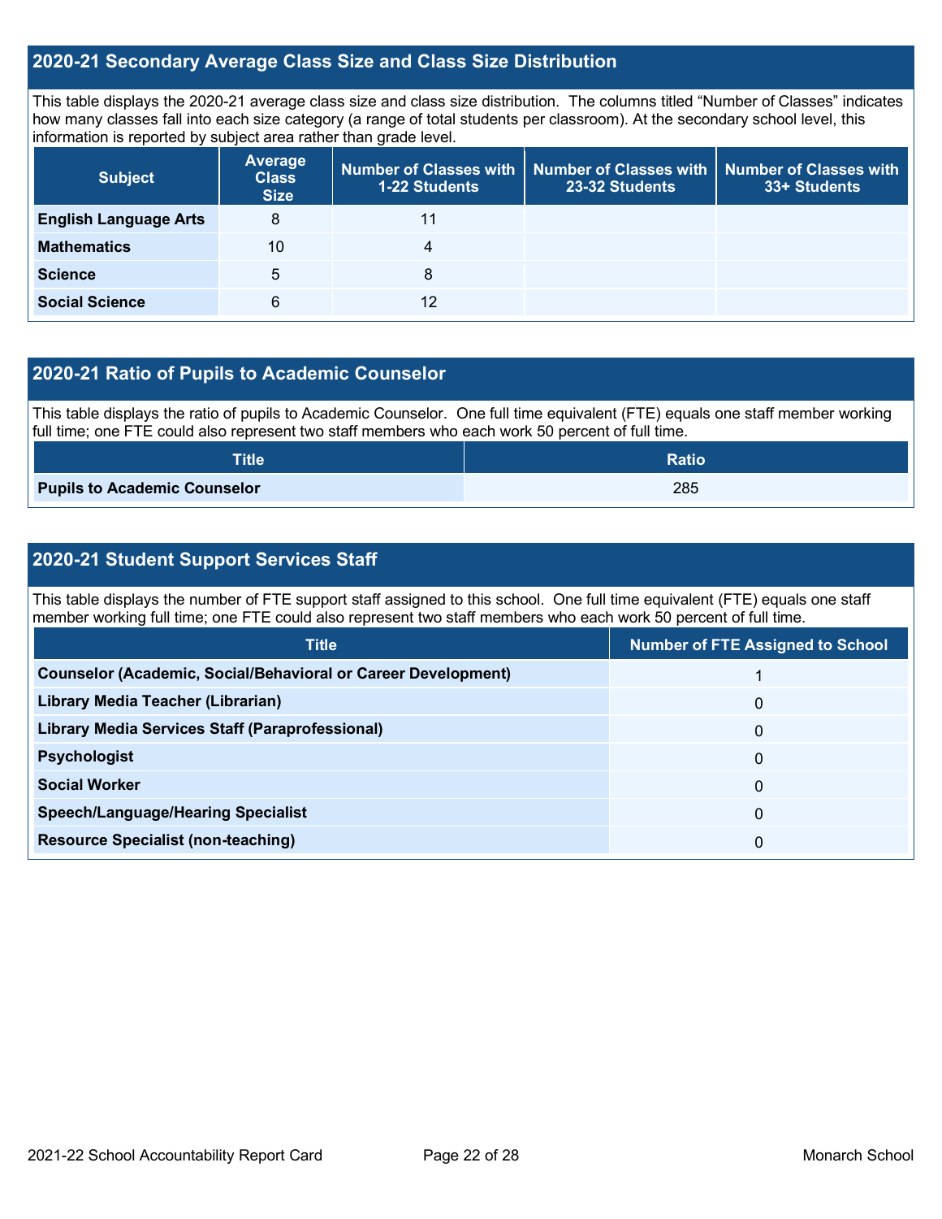## 2020-21 Secondary Average Class Size and Class Size Distribution

This table displays the 2020-21 average class size and class size distribution. The columns titled "Number of Classes" indicates how many classes fall into each size category (a range of total students per classroom). At the secondary school level, this information is reported by subject area rather than grade level.

| Subject | Average Class Size | Number of Classes with 1-22 Students | Number of Classes with 23-32 Students | Number of Classes with 33+ Students |
|---|---|---|---|---|
| **English Language Arts** | 8 | 11 | | |
| **Mathematics** | 10 | 4 | | |
| **Science** | 5 | 8 | | |
| **Social Science** | 6 | 12 | | |

## 2020-21 Ratio of Pupils to Academic Counselor

This table displays the ratio of pupils to Academic Counselor. One full time equivalent (FTE) equals one staff member working full time; one FTE could also represent two staff members who each work 50 percent of full time.

| Title | Ratio |
|---|---|
| **Pupils to Academic Counselor** | 285 |

## 2020-21 Student Support Services Staff

This table displays the number of FTE support staff assigned to this school. One full time equivalent (FTE) equals one staff member working full time; one FTE could also represent two staff members who each work 50 percent of full time.

| Title | Number of FTE Assigned to School |
|---|---|
| **Counselor (Academic, Social/Behavioral or Career Development)** | 1 |
| **Library Media Teacher (Librarian)** | 0 |
| **Library Media Services Staff (Paraprofessional)** | 0 |
| **Psychologist** | 0 |
| **Social Worker** | 0 |
| **Speech/Language/Hearing Specialist** | 0 |
| **Resource Specialist (non-teaching)** | 0 |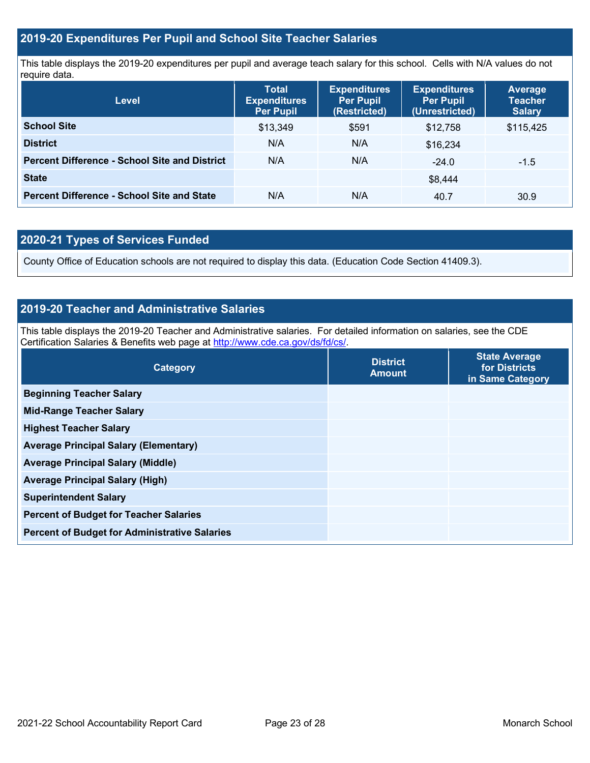## 2019-20 Expenditures Per Pupil and School Site Teacher Salaries

This table displays the 2019-20 expenditures per pupil and average teach salary for this school. Cells with N/A values do not require data.

| Level | Total Expenditures Per Pupil | Expenditures Per Pupil (Restricted) | Expenditures Per Pupil (Unrestricted) | Average Teacher Salary |
|---|---|---|---|---|
| **School Site** | $13,349 | $591 | $12,758 | $115,425 |
| **District** | N/A | N/A | $16,234 | |
| **Percent Difference - School Site and District** | N/A | N/A | -24.0 | -1.5 |
| **State** | | | $8,444 | |
| **Percent Difference - School Site and State** | N/A | N/A | 40.7 | 30.9 |

## 2020-21 Types of Services Funded

County Office of Education schools are not required to display this data. (Education Code Section 41409.3).

## 2019-20 Teacher and Administrative Salaries

This table displays the 2019-20 Teacher and Administrative salaries. For detailed information on salaries, see the CDE Certification Salaries & Benefits web page at http://www.cde.ca.gov/ds/fd/cs/.

| Category | District Amount | State Average for Districts in Same Category |
|---|---|---|
| **Beginning Teacher Salary** | | |
| **Mid-Range Teacher Salary** | | |
| **Highest Teacher Salary** | | |
| **Average Principal Salary (Elementary)** | | |
| **Average Principal Salary (Middle)** | | |
| **Average Principal Salary (High)** | | |
| **Superintendent Salary** | | |
| **Percent of Budget for Teacher Salaries** | | |
| **Percent of Budget for Administrative Salaries** | | |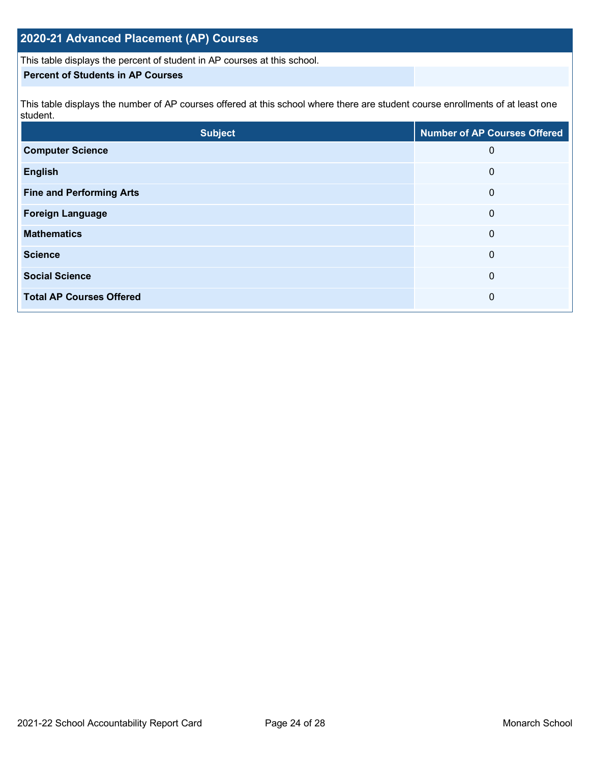## 2020-21 Advanced Placement (AP) Courses

This table displays the percent of student in AP courses at this school.

| Percent of Students in AP Courses | |
|---|---|

This table displays the number of AP courses offered at this school where there are student course enrollments of at least one student.

| Subject | Number of AP Courses Offered |
|---|---|
| **Computer Science** | 0 |
| **English** | 0 |
| **Fine and Performing Arts** | 0 |
| **Foreign Language** | 0 |
| **Mathematics** | 0 |
| **Science** | 0 |
| **Social Science** | 0 |
| **Total AP Courses Offered** | 0 |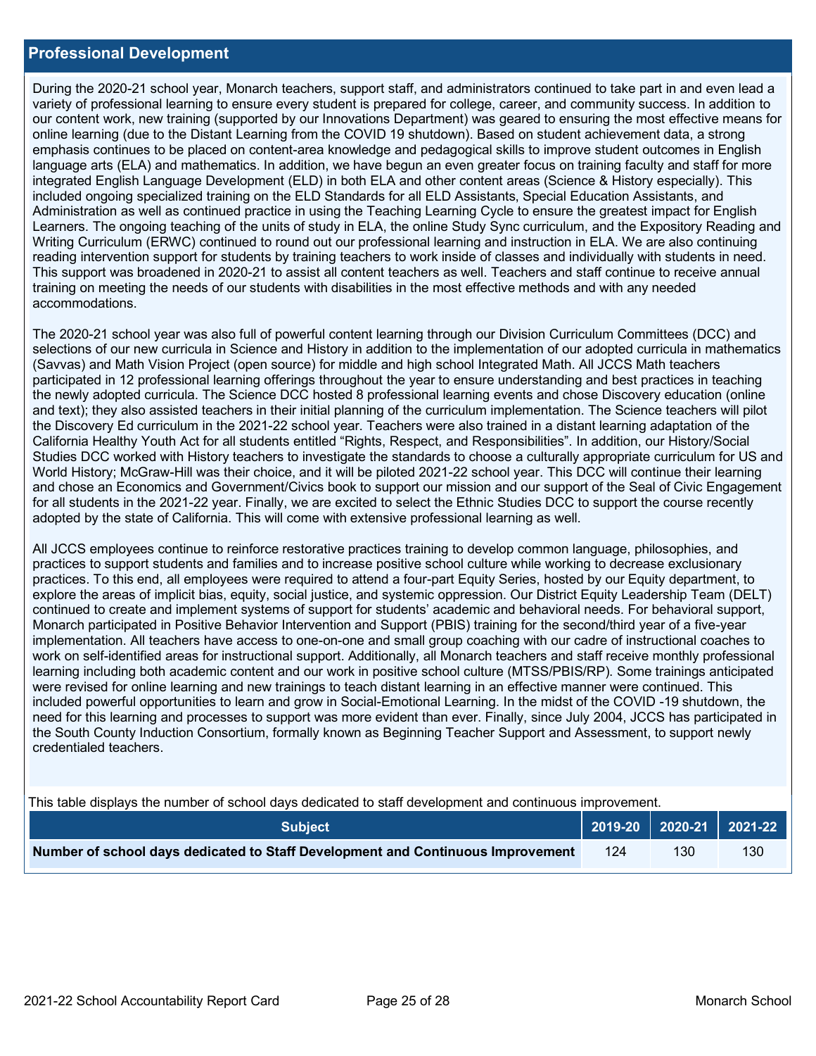## Professional Development

During the 2020-21 school year, Monarch teachers, support staff, and administrators continued to take part in and even lead a variety of professional learning to ensure every student is prepared for college, career, and community success. In addition to our content work, new training (supported by our Innovations Department) was geared to ensuring the most effective means for online learning (due to the Distant Learning from the COVID 19 shutdown). Based on student achievement data, a strong emphasis continues to be placed on content-area knowledge and pedagogical skills to improve student outcomes in English language arts (ELA) and mathematics. In addition, we have begun an even greater focus on training faculty and staff for more integrated English Language Development (ELD) in both ELA and other content areas (Science & History especially). This included ongoing specialized training on the ELD Standards for all ELD Assistants, Special Education Assistants, and Administration as well as continued practice in using the Teaching Learning Cycle to ensure the greatest impact for English Learners. The ongoing teaching of the units of study in ELA, the online Study Sync curriculum, and the Expository Reading and Writing Curriculum (ERWC) continued to round out our professional learning and instruction in ELA. We are also continuing reading intervention support for students by training teachers to work inside of classes and individually with students in need. This support was broadened in 2020-21 to assist all content teachers as well. Teachers and staff continue to receive annual training on meeting the needs of our students with disabilities in the most effective methods and with any needed accommodations.

The 2020-21 school year was also full of powerful content learning through our Division Curriculum Committees (DCC) and selections of our new curricula in Science and History in addition to the implementation of our adopted curricula in mathematics (Savvas) and Math Vision Project (open source) for middle and high school Integrated Math. All JCCS Math teachers participated in 12 professional learning offerings throughout the year to ensure understanding and best practices in teaching the newly adopted curricula. The Science DCC hosted 8 professional learning events and chose Discovery education (online and text); they also assisted teachers in their initial planning of the curriculum implementation. The Science teachers will pilot the Discovery Ed curriculum in the 2021-22 school year. Teachers were also trained in a distant learning adaptation of the California Healthy Youth Act for all students entitled "Rights, Respect, and Responsibilities". In addition, our History/Social Studies DCC worked with History teachers to investigate the standards to choose a culturally appropriate curriculum for US and World History; McGraw-Hill was their choice, and it will be piloted 2021-22 school year. This DCC will continue their learning and chose an Economics and Government/Civics book to support our mission and our support of the Seal of Civic Engagement for all students in the 2021-22 year. Finally, we are excited to select the Ethnic Studies DCC to support the course recently adopted by the state of California. This will come with extensive professional learning as well.

All JCCS employees continue to reinforce restorative practices training to develop common language, philosophies, and practices to support students and families and to increase positive school culture while working to decrease exclusionary practices. To this end, all employees were required to attend a four-part Equity Series, hosted by our Equity department, to explore the areas of implicit bias, equity, social justice, and systemic oppression. Our District Equity Leadership Team (DELT) continued to create and implement systems of support for students' academic and behavioral needs. For behavioral support, Monarch participated in Positive Behavior Intervention and Support (PBIS) training for the second/third year of a five-year implementation. All teachers have access to one-on-one and small group coaching with our cadre of instructional coaches to work on self-identified areas for instructional support. Additionally, all Monarch teachers and staff receive monthly professional learning including both academic content and our work in positive school culture (MTSS/PBIS/RP). Some trainings anticipated were revised for online learning and new trainings to teach distant learning in an effective manner were continued. This included powerful opportunities to learn and grow in Social-Emotional Learning. In the midst of the COVID -19 shutdown, the need for this learning and processes to support was more evident than ever. Finally, since July 2004, JCCS has participated in the South County Induction Consortium, formally known as Beginning Teacher Support and Assessment, to support newly credentialed teachers.

This table displays the number of school days dedicated to staff development and continuous improvement.

| Subject | 2019-20 | 2020-21 | 2021-22 |
|---|---|---|---|
| **Number of school days dedicated to Staff Development and Continuous Improvement** | 124 | 130 | 130 |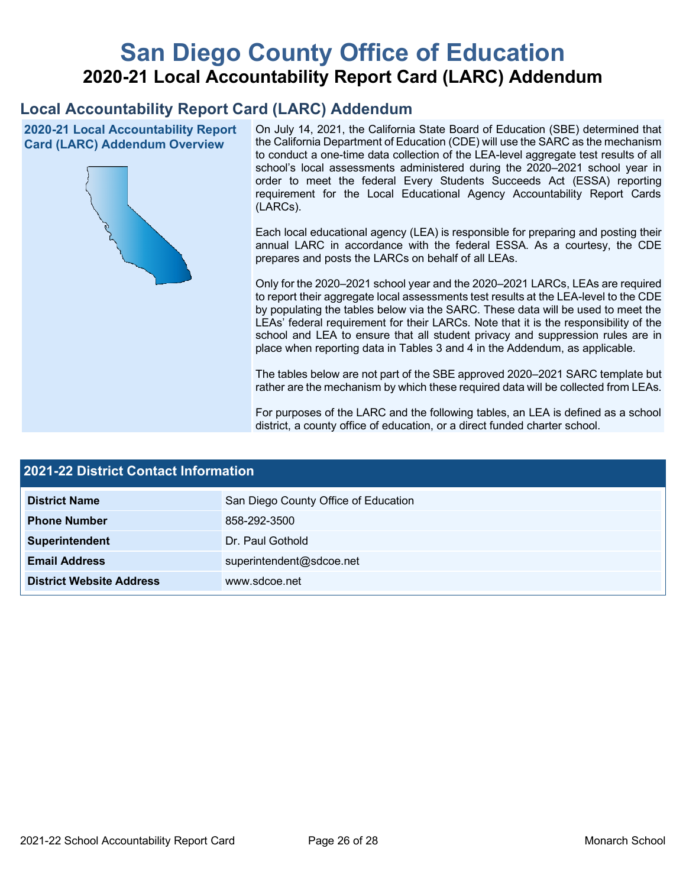# San Diego County Office of Education

## 2020-21 Local Accountability Report Card (LARC) Addendum

## Local Accountability Report Card (LARC) Addendum

### 2020-21 Local Accountability Report Card (LARC) Addendum Overview

On July 14, 2021, the California State Board of Education (SBE) determined that the California Department of Education (CDE) will use the SARC as the mechanism to conduct a one-time data collection of the LEA-level aggregate test results of all school's local assessments administered during the 2020–2021 school year in order to meet the federal Every Students Succeeds Act (ESSA) reporting requirement for the Local Educational Agency Accountability Report Cards (LARCs).

Each local educational agency (LEA) is responsible for preparing and posting their annual LARC in accordance with the federal ESSA. As a courtesy, the CDE prepares and posts the LARCs on behalf of all LEAs.

Only for the 2020–2021 school year and the 2020–2021 LARCs, LEAs are required to report their aggregate local assessments test results at the LEA-level to the CDE by populating the tables below via the SARC. These data will be used to meet the LEAs' federal requirement for their LARCs. Note that it is the responsibility of the school and LEA to ensure that all student privacy and suppression rules are in place when reporting data in Tables 3 and 4 in the Addendum, as applicable.

The tables below are not part of the SBE approved 2020–2021 SARC template but rather are the mechanism by which these required data will be collected from LEAs.

For purposes of the LARC and the following tables, an LEA is defined as a school district, a county office of education, or a direct funded charter school.

### 2021-22 District Contact Information

| 2021-22 District Contact Information | |
|---|---|
| **District Name** | San Diego County Office of Education |
| **Phone Number** | 858-292-3500 |
| **Superintendent** | Dr. Paul Gothold |
| **Email Address** | superintendent@sdcoe.net |
| **District Website Address** | www.sdcoe.net |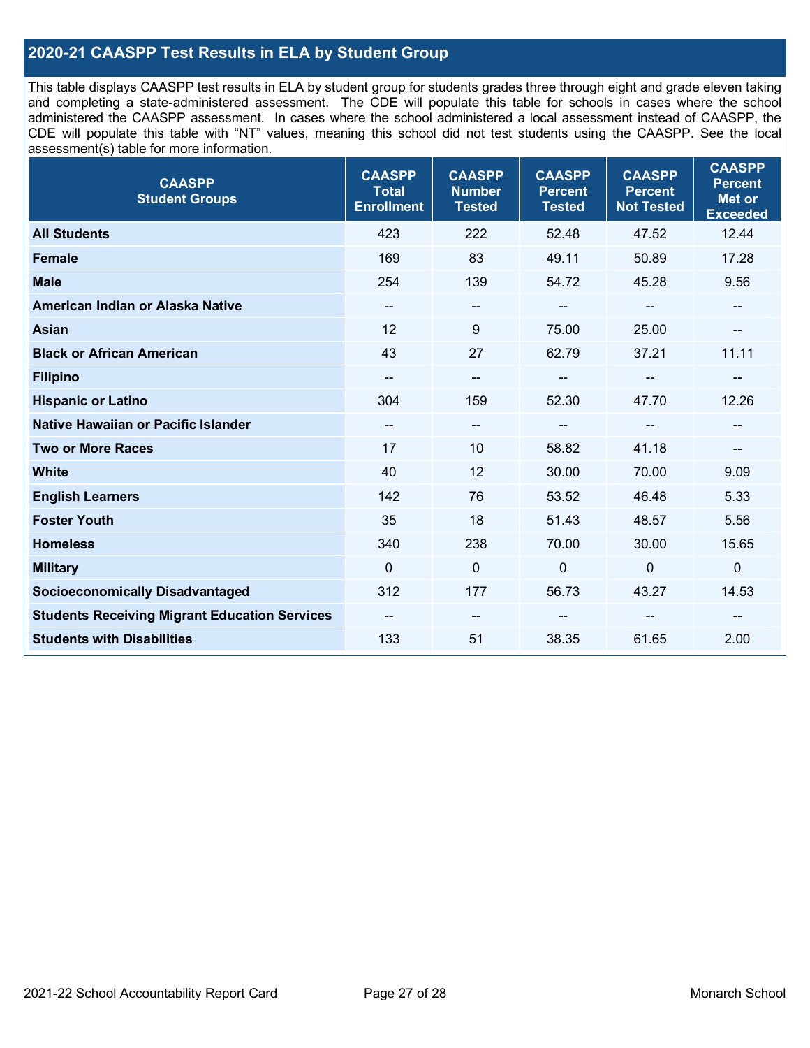## 2020-21 CAASPP Test Results in ELA by Student Group

This table displays CAASPP test results in ELA by student group for students grades three through eight and grade eleven taking and completing a state-administered assessment. The CDE will populate this table for schools in cases where the school administered the CAASPP assessment. In cases where the school administered a local assessment instead of CAASPP, the CDE will populate this table with "NT" values, meaning this school did not test students using the CAASPP. See the local assessment(s) table for more information.

| CAASPP Student Groups | CAASPP Total Enrollment | CAASPP Number Tested | CAASPP Percent Tested | CAASPP Percent Not Tested | CAASPP Percent Met or Exceeded |
|---|---|---|---|---|---|
| **All Students** | 423 | 222 | 52.48 | 47.52 | 12.44 |
| **Female** | 169 | 83 | 49.11 | 50.89 | 17.28 |
| **Male** | 254 | 139 | 54.72 | 45.28 | 9.56 |
| **American Indian or Alaska Native** | -- | -- | -- | -- | -- |
| **Asian** | 12 | 9 | 75.00 | 25.00 | -- |
| **Black or African American** | 43 | 27 | 62.79 | 37.21 | 11.11 |
| **Filipino** | -- | -- | -- | -- | -- |
| **Hispanic or Latino** | 304 | 159 | 52.30 | 47.70 | 12.26 |
| **Native Hawaiian or Pacific Islander** | -- | -- | -- | -- | -- |
| **Two or More Races** | 17 | 10 | 58.82 | 41.18 | -- |
| **White** | 40 | 12 | 30.00 | 70.00 | 9.09 |
| **English Learners** | 142 | 76 | 53.52 | 46.48 | 5.33 |
| **Foster Youth** | 35 | 18 | 51.43 | 48.57 | 5.56 |
| **Homeless** | 340 | 238 | 70.00 | 30.00 | 15.65 |
| **Military** | 0 | 0 | 0 | 0 | 0 |
| **Socioeconomically Disadvantaged** | 312 | 177 | 56.73 | 43.27 | 14.53 |
| **Students Receiving Migrant Education Services** | -- | -- | -- | -- | -- |
| **Students with Disabilities** | 133 | 51 | 38.35 | 61.65 | 2.00 |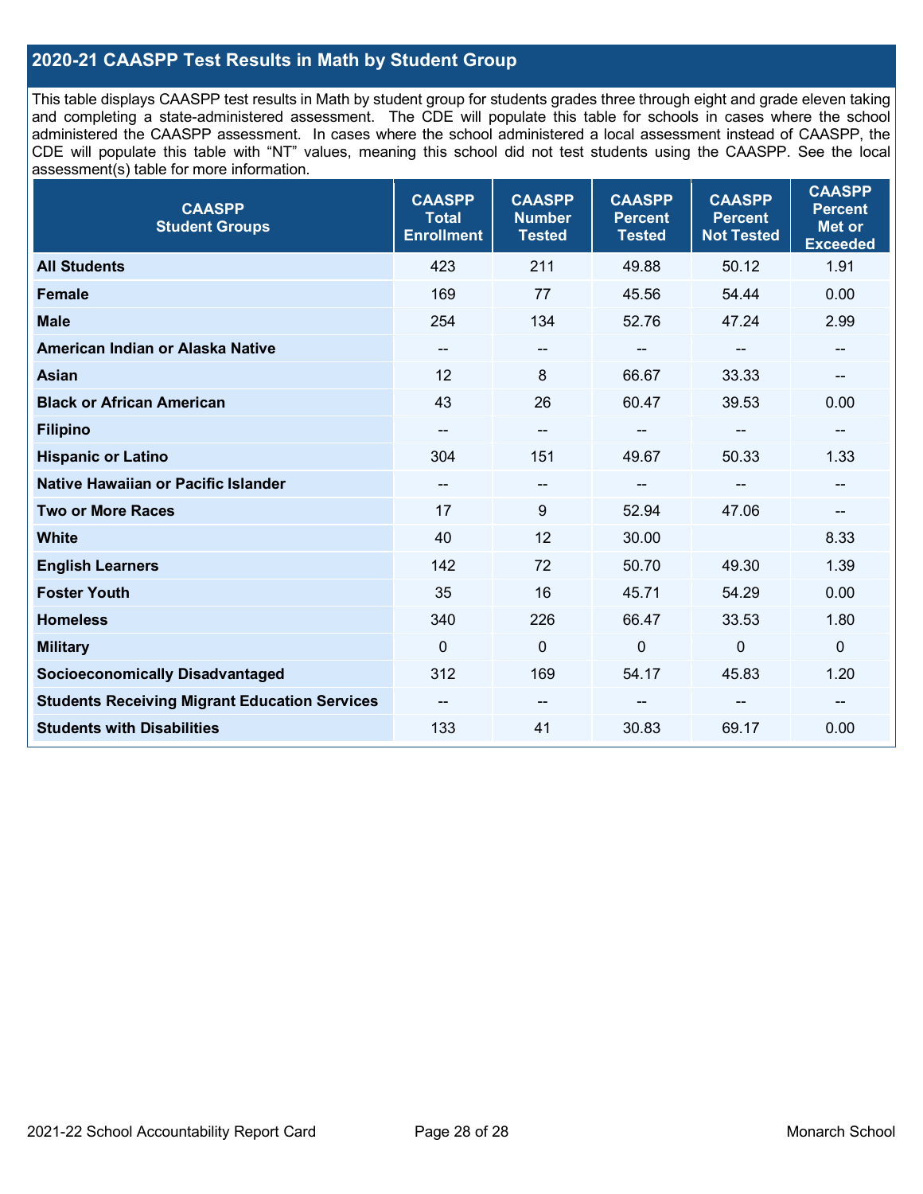## 2020-21 CAASPP Test Results in Math by Student Group

This table displays CAASPP test results in Math by student group for students grades three through eight and grade eleven taking and completing a state-administered assessment. The CDE will populate this table for schools in cases where the school administered the CAASPP assessment. In cases where the school administered a local assessment instead of CAASPP, the CDE will populate this table with "NT" values, meaning this school did not test students using the CAASPP. See the local assessment(s) table for more information.

| CAASPP Student Groups | CAASPP Total Enrollment | CAASPP Number Tested | CAASPP Percent Tested | CAASPP Percent Not Tested | CAASPP Percent Met or Exceeded |
|---|---|---|---|---|---|
| **All Students** | 423 | 211 | 49.88 | 50.12 | 1.91 |
| **Female** | 169 | 77 | 45.56 | 54.44 | 0.00 |
| **Male** | 254 | 134 | 52.76 | 47.24 | 2.99 |
| **American Indian or Alaska Native** | -- | -- | -- | -- | -- |
| **Asian** | 12 | 8 | 66.67 | 33.33 | -- |
| **Black or African American** | 43 | 26 | 60.47 | 39.53 | 0.00 |
| **Filipino** | -- | -- | -- | -- | -- |
| **Hispanic or Latino** | 304 | 151 | 49.67 | 50.33 | 1.33 |
| **Native Hawaiian or Pacific Islander** | -- | -- | -- | -- | -- |
| **Two or More Races** | 17 | 9 | 52.94 | 47.06 | -- |
| **White** | 40 | 12 | 30.00 | | 8.33 |
| **English Learners** | 142 | 72 | 50.70 | 49.30 | 1.39 |
| **Foster Youth** | 35 | 16 | 45.71 | 54.29 | 0.00 |
| **Homeless** | 340 | 226 | 66.47 | 33.53 | 1.80 |
| **Military** | 0 | 0 | 0 | 0 | 0 |
| **Socioeconomically Disadvantaged** | 312 | 169 | 54.17 | 45.83 | 1.20 |
| **Students Receiving Migrant Education Services** | -- | -- | -- | -- | -- |
| **Students with Disabilities** | 133 | 41 | 30.83 | 69.17 | 0.00 |